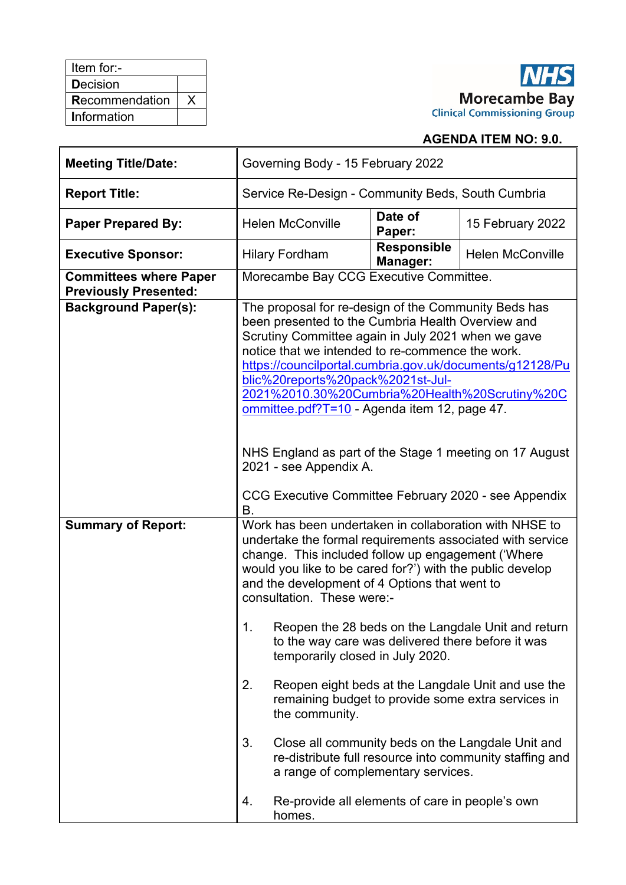| Item for:- | |
|---|---|
| Decision | |
| Recommendation | X |
| Information | |

NHS Morecambe Bay Clinical Commissioning Group

**AGENDA ITEM NO: 9.0.**

| | | | |
|---|---|---|---|
| **Meeting Title/Date:** | Governing Body - 15 February 2022 | | |
| **Report Title:** | Service Re-Design - Community Beds, South Cumbria | | |
| **Paper Prepared By:** | Helen McConville | **Date of Paper:** | 15 February 2022 |
| **Executive Sponsor:** | Hilary Fordham | **Responsible Manager:** | Helen McConville |
| **Committees where Paper Previously Presented:** | Morecambe Bay CCG Executive Committee. | | |
| **Background Paper(s):** | The proposal for re-design of the Community Beds has been presented to the Cumbria Health Overview and Scrutiny Committee again in July 2021 when we gave notice that we intended to re-commence the work. https://councilportal.cumbria.gov.uk/documents/g12128/Public%20reports%20pack%2021st-Jul-2021%2010.30%20Cumbria%20Health%20Scrutiny%20Committee.pdf?T=10 - Agenda item 12, page 47.<br><br>NHS England as part of the Stage 1 meeting on 17 August 2021 - see Appendix A.<br><br>CCG Executive Committee February 2020 - see Appendix B. | | |
| **Summary of Report:** | Work has been undertaken in collaboration with NHSE to undertake the formal requirements associated with service change. This included follow up engagement ('Where would you like to be cared for?') with the public develop and the development of 4 Options that went to consultation. These were:-<br><br>1. Reopen the 28 beds on the Langdale Unit and return to the way care was delivered there before it was temporarily closed in July 2020.<br><br>2. Reopen eight beds at the Langdale Unit and use the remaining budget to provide some extra services in the community.<br><br>3. Close all community beds on the Langdale Unit and re-distribute full resource into community staffing and a range of complementary services.<br><br>4. Re-provide all elements of care in people's own homes. | | |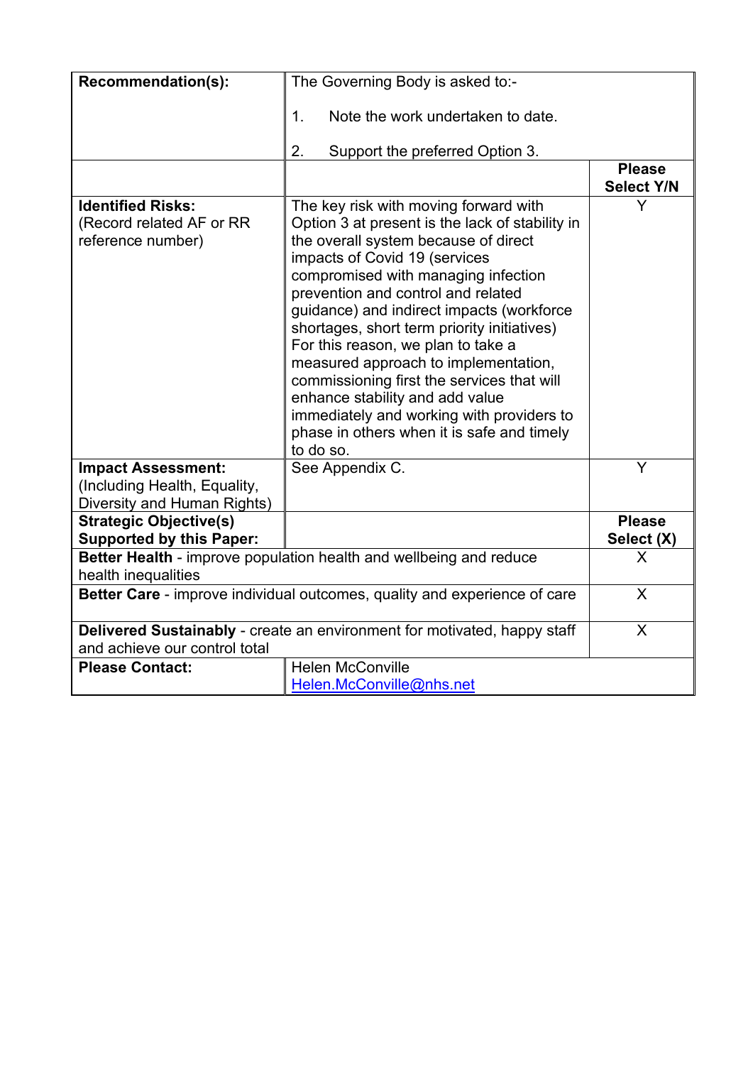| | | |
|---|---|---|
| **Recommendation(s):** | The Governing Body is asked to:-<br><br>1. Note the work undertaken to date.<br><br>2. Support the preferred Option 3. | |
| | | **Please Select Y/N** |
| **Identified Risks:**<br>(Record related AF or RR reference number) | The key risk with moving forward with Option 3 at present is the lack of stability in the overall system because of direct impacts of Covid 19 (services compromised with managing infection prevention and control and related guidance) and indirect impacts (workforce shortages, short term priority initiatives) For this reason, we plan to take a measured approach to implementation, commissioning first the services that will enhance stability and add value immediately and working with providers to phase in others when it is safe and timely to do so. | Y |
| **Impact Assessment:**<br>(Including Health, Equality, Diversity and Human Rights) | See Appendix C. | Y |
| **Strategic Objective(s) Supported by this Paper:** | | **Please Select (X)** |
| **Better Health** - improve population health and wellbeing and reduce health inequalities | | X |
| **Better Care** - improve individual outcomes, quality and experience of care | | X |
| **Delivered Sustainably** - create an environment for motivated, happy staff and achieve our control total | | X |
| **Please Contact:** | Helen McConville<br>Helen.McConville@nhs.net | |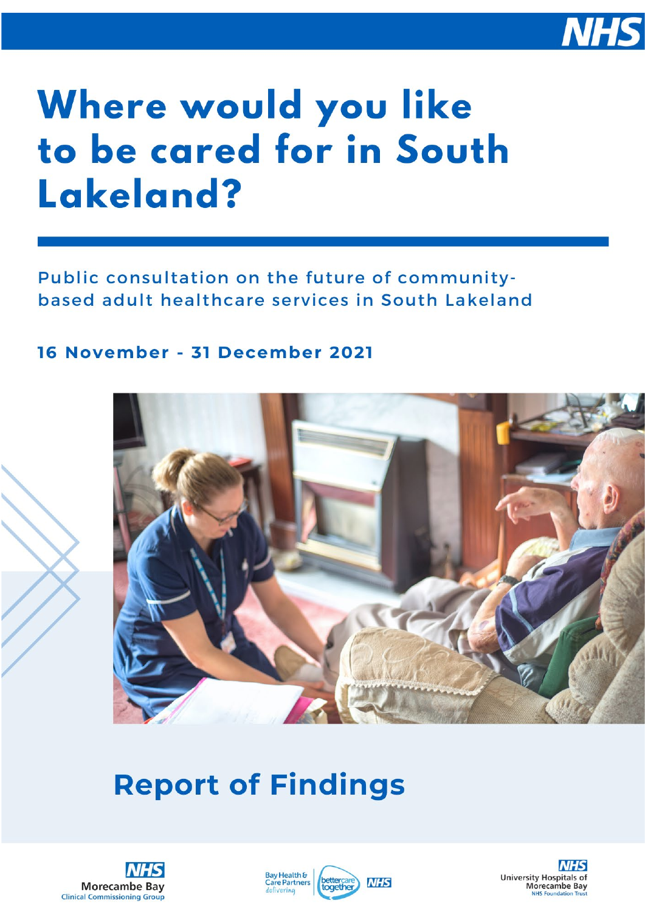NHS

# Where would you like to be cared for in South Lakeland?

Public consultation on the future of community-based adult healthcare services in South Lakeland

**16 November - 31 December 2021**

## Report of Findings

NHS Morecambe Bay Clinical Commissioning Group

Bay Health & Care Partners delivering better care together NHS

NHS University Hospitals of Morecambe Bay NHS Foundation Trust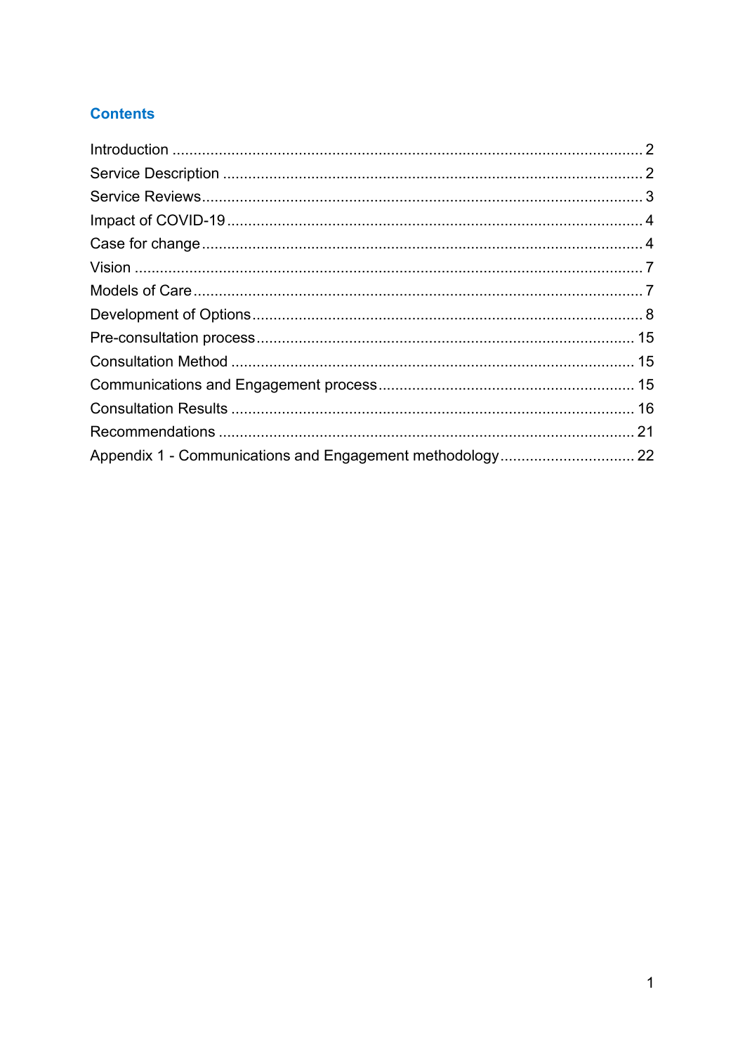## Contents

Introduction ............................................................................................................. 2
Service Description ................................................................................................ 2
Service Reviews...................................................................................................... 3
Impact of COVID-19 ................................................................................................ 4
Case for change ...................................................................................................... 4
Vision ....................................................................................................................... 7
Models of Care ........................................................................................................ 7
Development of Options .......................................................................................... 8
Pre-consultation process ........................................................................................ 15
Consultation Method .............................................................................................. 15
Communications and Engagement process ........................................................... 15
Consultation Results .............................................................................................. 16
Recommendations .................................................................................................. 21
Appendix 1 - Communications and Engagement methodology ............................... 22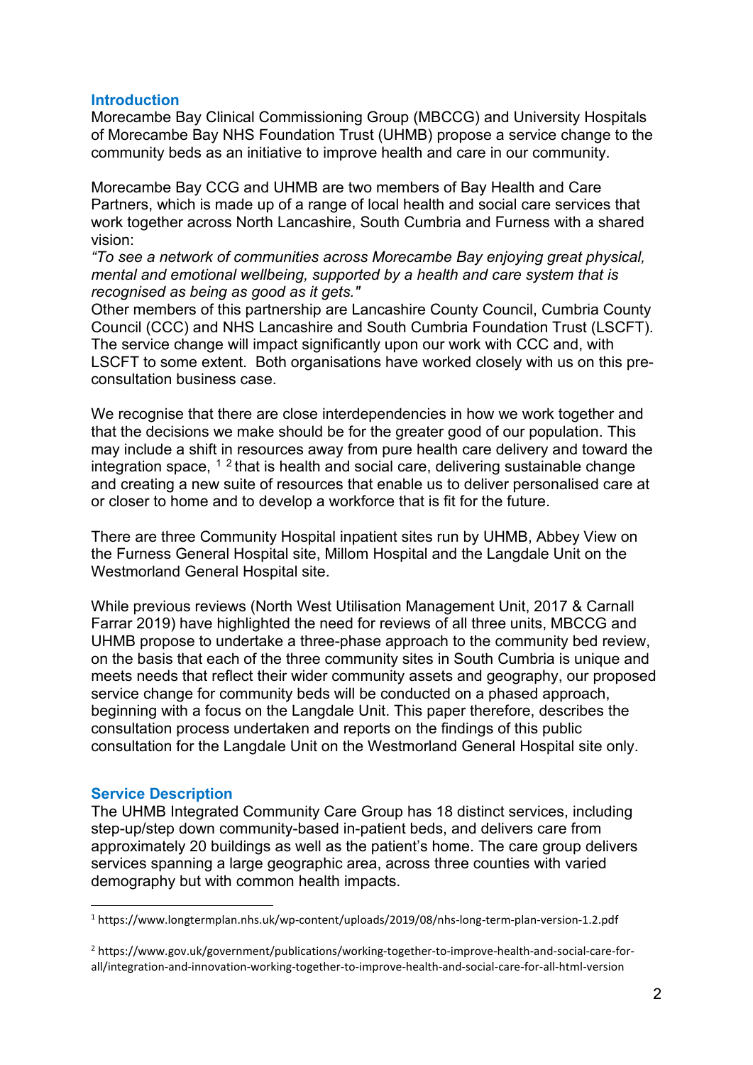## Introduction

Morecambe Bay Clinical Commissioning Group (MBCCG) and University Hospitals of Morecambe Bay NHS Foundation Trust (UHMB) propose a service change to the community beds as an initiative to improve health and care in our community.

Morecambe Bay CCG and UHMB are two members of Bay Health and Care Partners, which is made up of a range of local health and social care services that work together across North Lancashire, South Cumbria and Furness with a shared vision:

*"To see a network of communities across Morecambe Bay enjoying great physical, mental and emotional wellbeing, supported by a health and care system that is recognised as being as good as it gets."*

Other members of this partnership are Lancashire County Council, Cumbria County Council (CCC) and NHS Lancashire and South Cumbria Foundation Trust (LSCFT). The service change will impact significantly upon our work with CCC and, with LSCFT to some extent. Both organisations have worked closely with us on this pre-consultation business case.

We recognise that there are close interdependencies in how we work together and that the decisions we make should be for the greater good of our population. This may include a shift in resources away from pure health care delivery and toward the integration space, [1] [2] that is health and social care, delivering sustainable change and creating a new suite of resources that enable us to deliver personalised care at or closer to home and to develop a workforce that is fit for the future.

There are three Community Hospital inpatient sites run by UHMB, Abbey View on the Furness General Hospital site, Millom Hospital and the Langdale Unit on the Westmorland General Hospital site.

While previous reviews (North West Utilisation Management Unit, 2017 & Carnall Farrar 2019) have highlighted the need for reviews of all three units, MBCCG and UHMB propose to undertake a three-phase approach to the community bed review, on the basis that each of the three community sites in South Cumbria is unique and meets needs that reflect their wider community assets and geography, our proposed service change for community beds will be conducted on a phased approach, beginning with a focus on the Langdale Unit. This paper therefore, describes the consultation process undertaken and reports on the findings of this public consultation for the Langdale Unit on the Westmorland General Hospital site only.

## Service Description

The UHMB Integrated Community Care Group has 18 distinct services, including step-up/step down community-based in-patient beds, and delivers care from approximately 20 buildings as well as the patient's home. The care group delivers services spanning a large geographic area, across three counties with varied demography but with common health impacts.

---

[1] https://www.longtermplan.nhs.uk/wp-content/uploads/2019/08/nhs-long-term-plan-version-1.2.pdf

[2] https://www.gov.uk/government/publications/working-together-to-improve-health-and-social-care-for-all/integration-and-innovation-working-together-to-improve-health-and-social-care-for-all-html-version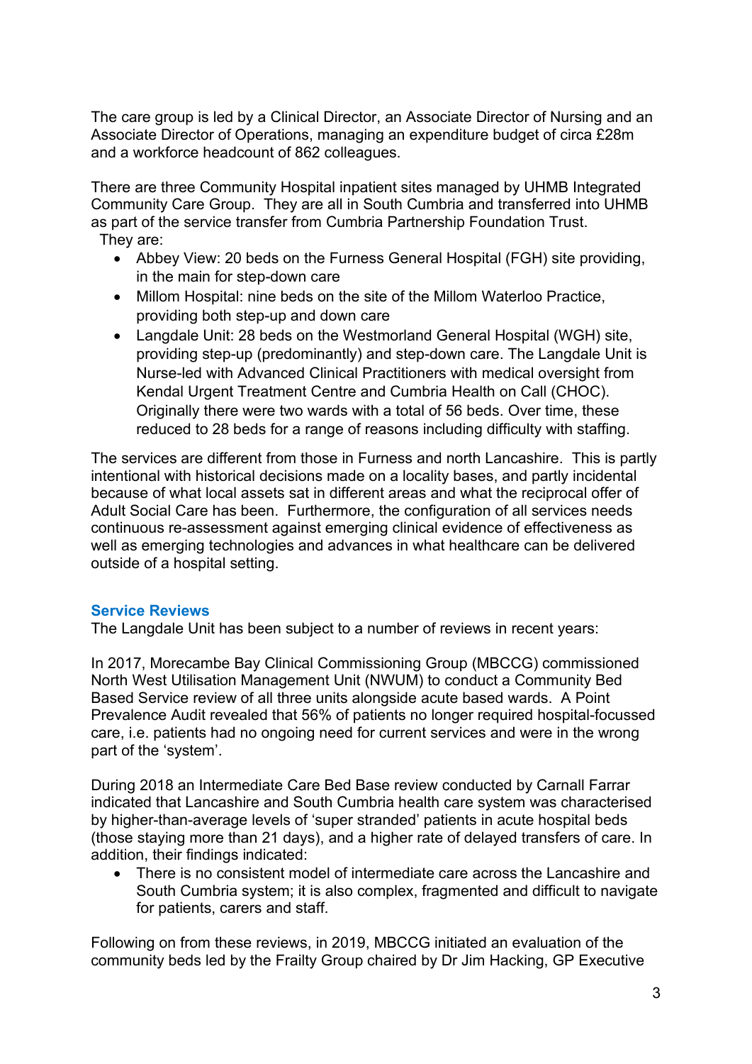The care group is led by a Clinical Director, an Associate Director of Nursing and an Associate Director of Operations, managing an expenditure budget of circa £28m and a workforce headcount of 862 colleagues.

There are three Community Hospital inpatient sites managed by UHMB Integrated Community Care Group. They are all in South Cumbria and transferred into UHMB as part of the service transfer from Cumbria Partnership Foundation Trust. They are:

- Abbey View: 20 beds on the Furness General Hospital (FGH) site providing, in the main for step-down care
- Millom Hospital: nine beds on the site of the Millom Waterloo Practice, providing both step-up and down care
- Langdale Unit: 28 beds on the Westmorland General Hospital (WGH) site, providing step-up (predominantly) and step-down care. The Langdale Unit is Nurse-led with Advanced Clinical Practitioners with medical oversight from Kendal Urgent Treatment Centre and Cumbria Health on Call (CHOC). Originally there were two wards with a total of 56 beds. Over time, these reduced to 28 beds for a range of reasons including difficulty with staffing.

The services are different from those in Furness and north Lancashire. This is partly intentional with historical decisions made on a locality bases, and partly incidental because of what local assets sat in different areas and what the reciprocal offer of Adult Social Care has been. Furthermore, the configuration of all services needs continuous re-assessment against emerging clinical evidence of effectiveness as well as emerging technologies and advances in what healthcare can be delivered outside of a hospital setting.

## Service Reviews

The Langdale Unit has been subject to a number of reviews in recent years:

In 2017, Morecambe Bay Clinical Commissioning Group (MBCCG) commissioned North West Utilisation Management Unit (NWUM) to conduct a Community Bed Based Service review of all three units alongside acute based wards. A Point Prevalence Audit revealed that 56% of patients no longer required hospital-focussed care, i.e. patients had no ongoing need for current services and were in the wrong part of the 'system'.

During 2018 an Intermediate Care Bed Base review conducted by Carnall Farrar indicated that Lancashire and South Cumbria health care system was characterised by higher-than-average levels of 'super stranded' patients in acute hospital beds (those staying more than 21 days), and a higher rate of delayed transfers of care. In addition, their findings indicated:

- There is no consistent model of intermediate care across the Lancashire and South Cumbria system; it is also complex, fragmented and difficult to navigate for patients, carers and staff.

Following on from these reviews, in 2019, MBCCG initiated an evaluation of the community beds led by the Frailty Group chaired by Dr Jim Hacking, GP Executive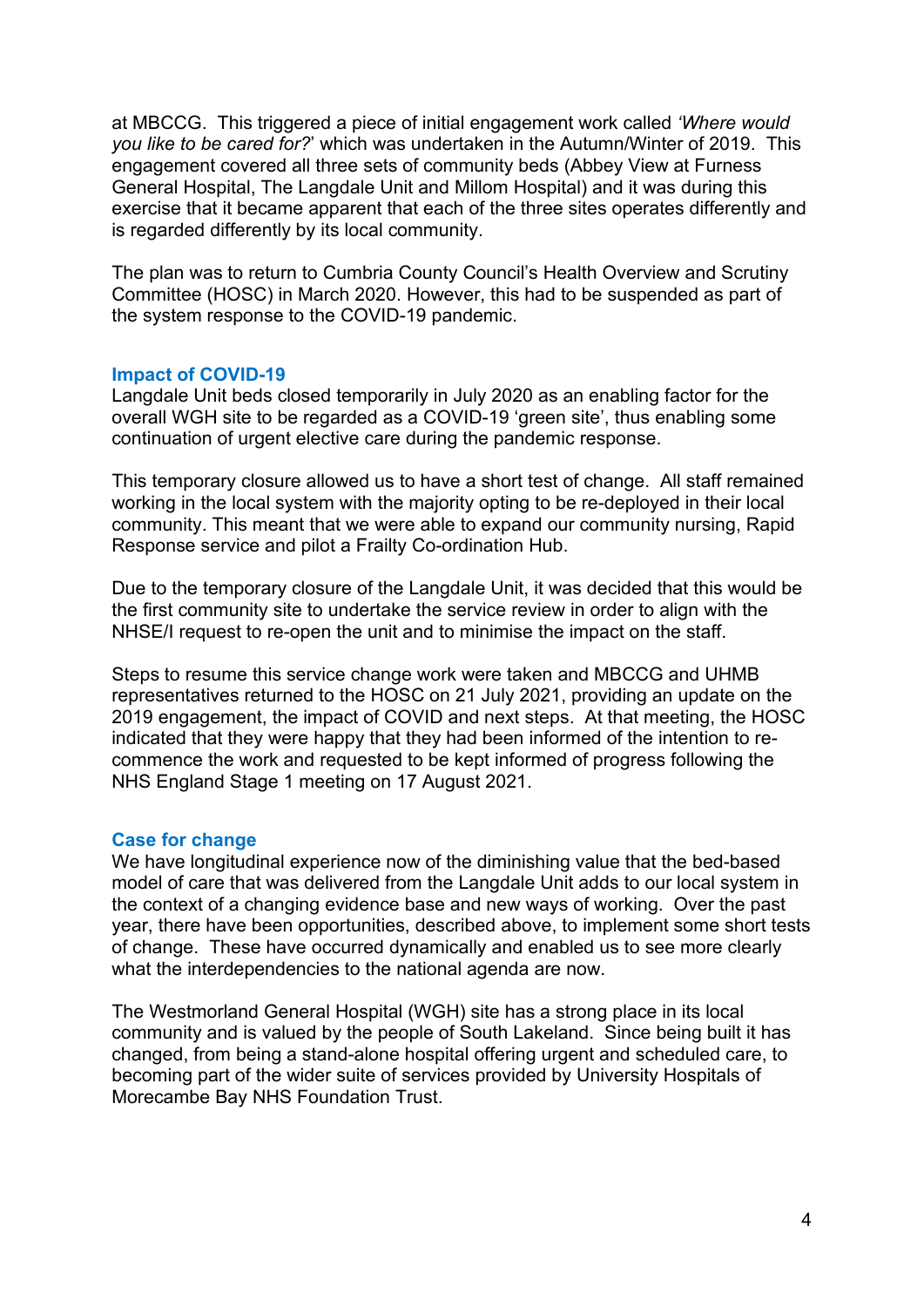at MBCCG. This triggered a piece of initial engagement work called *'Where would you like to be cared for?'* which was undertaken in the Autumn/Winter of 2019. This engagement covered all three sets of community beds (Abbey View at Furness General Hospital, The Langdale Unit and Millom Hospital) and it was during this exercise that it became apparent that each of the three sites operates differently and is regarded differently by its local community.

The plan was to return to Cumbria County Council's Health Overview and Scrutiny Committee (HOSC) in March 2020. However, this had to be suspended as part of the system response to the COVID-19 pandemic.

### Impact of COVID-19

Langdale Unit beds closed temporarily in July 2020 as an enabling factor for the overall WGH site to be regarded as a COVID-19 'green site', thus enabling some continuation of urgent elective care during the pandemic response.

This temporary closure allowed us to have a short test of change. All staff remained working in the local system with the majority opting to be re-deployed in their local community. This meant that we were able to expand our community nursing, Rapid Response service and pilot a Frailty Co-ordination Hub.

Due to the temporary closure of the Langdale Unit, it was decided that this would be the first community site to undertake the service review in order to align with the NHSE/I request to re-open the unit and to minimise the impact on the staff.

Steps to resume this service change work were taken and MBCCG and UHMB representatives returned to the HOSC on 21 July 2021, providing an update on the 2019 engagement, the impact of COVID and next steps. At that meeting, the HOSC indicated that they were happy that they had been informed of the intention to re-commence the work and requested to be kept informed of progress following the NHS England Stage 1 meeting on 17 August 2021.

### Case for change

We have longitudinal experience now of the diminishing value that the bed-based model of care that was delivered from the Langdale Unit adds to our local system in the context of a changing evidence base and new ways of working. Over the past year, there have been opportunities, described above, to implement some short tests of change. These have occurred dynamically and enabled us to see more clearly what the interdependencies to the national agenda are now.

The Westmorland General Hospital (WGH) site has a strong place in its local community and is valued by the people of South Lakeland. Since being built it has changed, from being a stand-alone hospital offering urgent and scheduled care, to becoming part of the wider suite of services provided by University Hospitals of Morecambe Bay NHS Foundation Trust.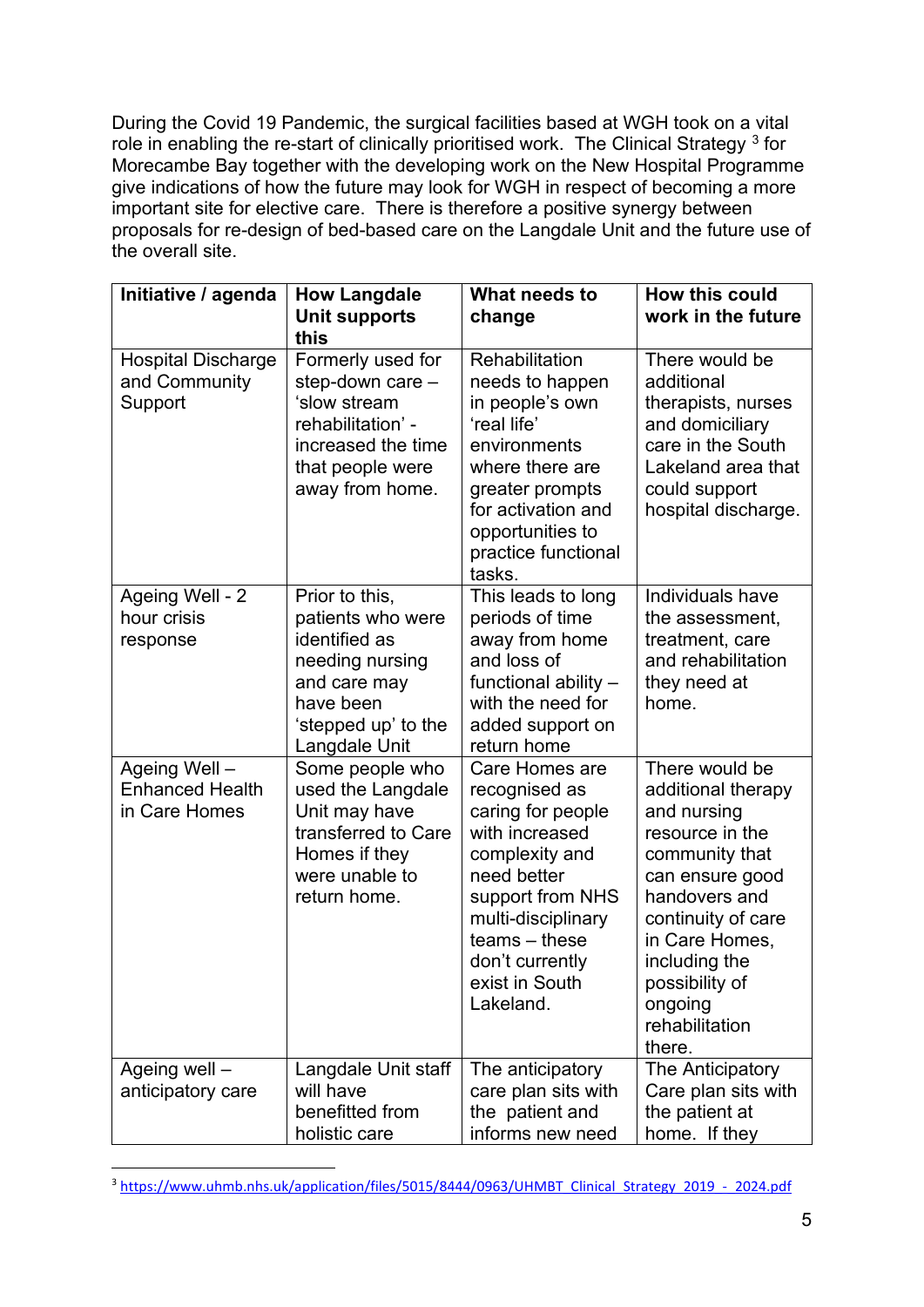During the Covid 19 Pandemic, the surgical facilities based at WGH took on a vital role in enabling the re-start of clinically prioritised work. The Clinical Strategy [3] for Morecambe Bay together with the developing work on the New Hospital Programme give indications of how the future may look for WGH in respect of becoming a more important site for elective care. There is therefore a positive synergy between proposals for re-design of bed-based care on the Langdale Unit and the future use of the overall site.

| Initiative / agenda | How Langdale Unit supports this | What needs to change | How this could work in the future |
|---|---|---|---|
| Hospital Discharge and Community Support | Formerly used for step-down care – 'slow stream rehabilitation' - increased the time that people were away from home. | Rehabilitation needs to happen in people's own 'real life' environments where there are greater prompts for activation and opportunities to practice functional tasks. | There would be additional therapists, nurses and domiciliary care in the South Lakeland area that could support hospital discharge. |
| Ageing Well - 2 hour crisis response | Prior to this, patients who were identified as needing nursing and care may have been 'stepped up' to the Langdale Unit | This leads to long periods of time away from home and loss of functional ability – with the need for added support on return home | Individuals have the assessment, treatment, care and rehabilitation they need at home. |
| Ageing Well – Enhanced Health in Care Homes | Some people who used the Langdale Unit may have transferred to Care Homes if they were unable to return home. | Care Homes are recognised as caring for people with increased complexity and need better support from NHS multi-disciplinary teams – these don't currently exist in South Lakeland. | There would be additional therapy and nursing resource in the community that can ensure good handovers and continuity of care in Care Homes, including the possibility of ongoing rehabilitation there. |
| Ageing well – anticipatory care | Langdale Unit staff will have benefitted from holistic care | The anticipatory care plan sits with the patient and informs new need | The Anticipatory Care plan sits with the patient at home. If they |

[3] https://www.uhmb.nhs.uk/application/files/5015/8444/0963/UHMBT_Clinical_Strategy_2019_-_2024.pdf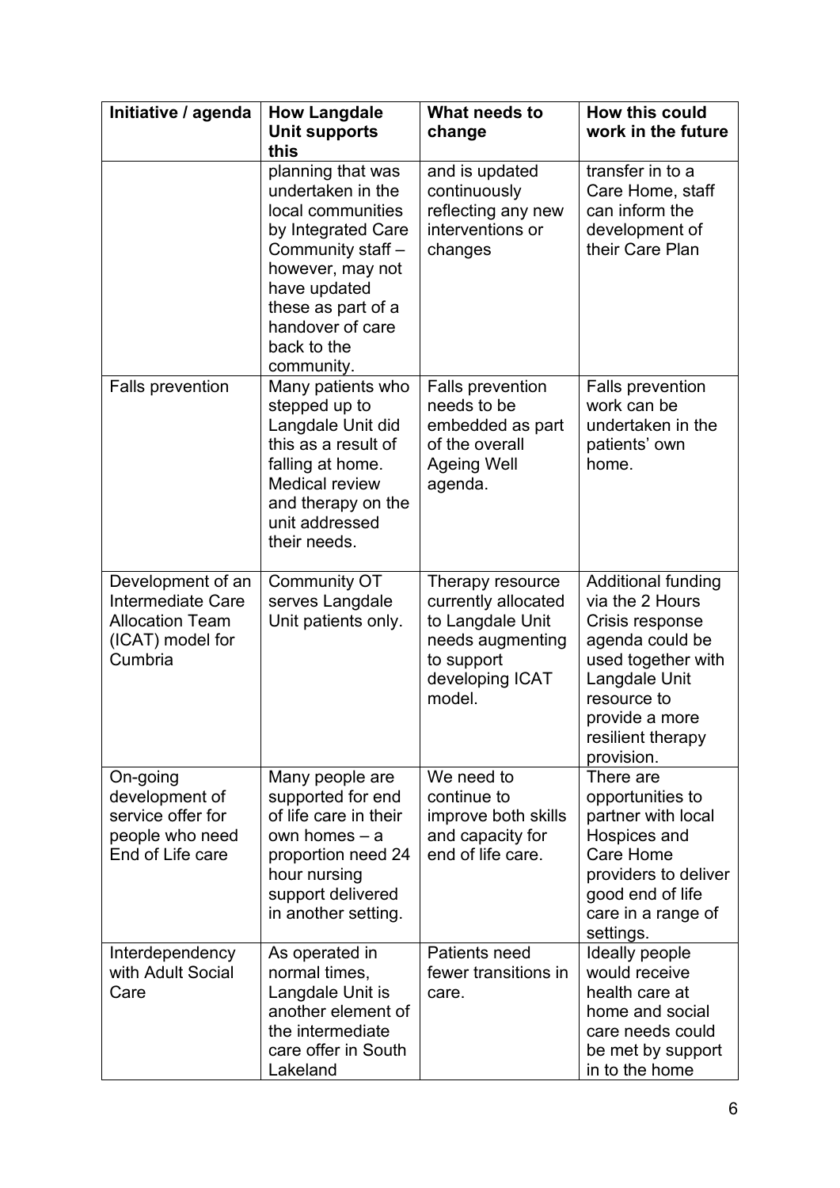| Initiative / agenda | How Langdale Unit supports this | What needs to change | How this could work in the future |
|---|---|---|---|
| | planning that was undertaken in the local communities by Integrated Care Community staff – however, may not have updated these as part of a handover of care back to the community. | and is updated continuously reflecting any new interventions or changes | transfer in to a Care Home, staff can inform the development of their Care Plan |
| Falls prevention | Many patients who stepped up to Langdale Unit did this as a result of falling at home. Medical review and therapy on the unit addressed their needs. | Falls prevention needs to be embedded as part of the overall Ageing Well agenda. | Falls prevention work can be undertaken in the patients' own home. |
| Development of an Intermediate Care Allocation Team (ICAT) model for Cumbria | Community OT serves Langdale Unit patients only. | Therapy resource currently allocated to Langdale Unit needs augmenting to support developing ICAT model. | Additional funding via the 2 Hours Crisis response agenda could be used together with Langdale Unit resource to provide a more resilient therapy provision. |
| On-going development of service offer for people who need End of Life care | Many people are supported for end of life care in their own homes – a proportion need 24 hour nursing support delivered in another setting. | We need to continue to improve both skills and capacity for end of life care. | There are opportunities to partner with local Hospices and Care Home providers to deliver good end of life care in a range of settings. |
| Interdependency with Adult Social Care | As operated in normal times, Langdale Unit is another element of the intermediate care offer in South Lakeland | Patients need fewer transitions in care. | Ideally people would receive health care at home and social care needs could be met by support in to the home |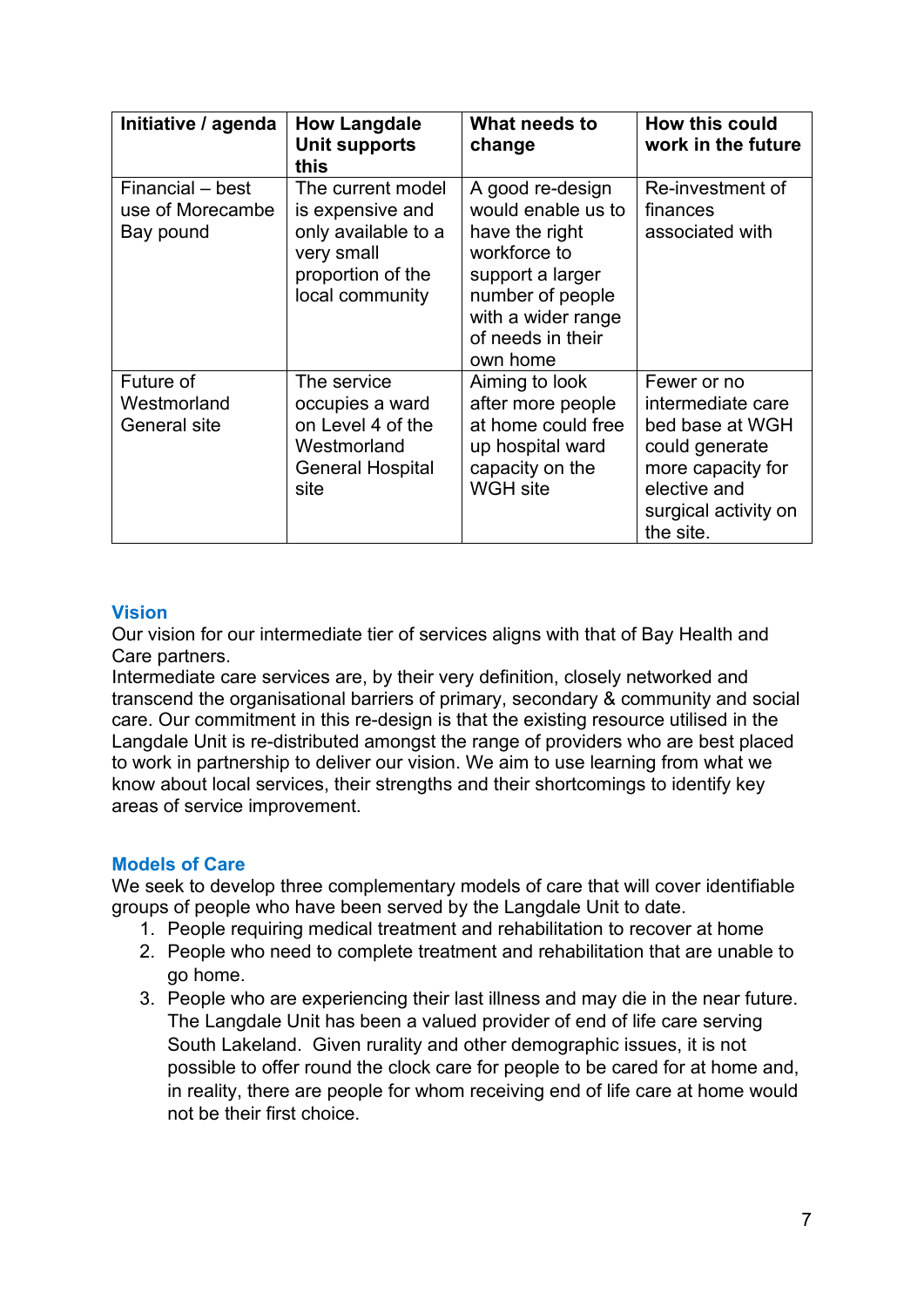| Initiative / agenda | How Langdale Unit supports this | What needs to change | How this could work in the future |
|---|---|---|---|
| Financial – best use of Morecambe Bay pound | The current model is expensive and only available to a very small proportion of the local community | A good re-design would enable us to have the right workforce to support a larger number of people with a wider range of needs in their own home | Re-investment of finances associated with |
| Future of Westmorland General site | The service occupies a ward on Level 4 of the Westmorland General Hospital site | Aiming to look after more people at home could free up hospital ward capacity on the WGH site | Fewer or no intermediate care bed base at WGH could generate more capacity for elective and surgical activity on the site. |

## Vision

Our vision for our intermediate tier of services aligns with that of Bay Health and Care partners.
Intermediate care services are, by their very definition, closely networked and transcend the organisational barriers of primary, secondary & community and social care. Our commitment in this re-design is that the existing resource utilised in the Langdale Unit is re-distributed amongst the range of providers who are best placed to work in partnership to deliver our vision. We aim to use learning from what we know about local services, their strengths and their shortcomings to identify key areas of service improvement.

## Models of Care

We seek to develop three complementary models of care that will cover identifiable groups of people who have been served by the Langdale Unit to date.

1. People requiring medical treatment and rehabilitation to recover at home
2. People who need to complete treatment and rehabilitation that are unable to go home.
3. People who are experiencing their last illness and may die in the near future. The Langdale Unit has been a valued provider of end of life care serving South Lakeland. Given rurality and other demographic issues, it is not possible to offer round the clock care for people to be cared for at home and, in reality, there are people for whom receiving end of life care at home would not be their first choice.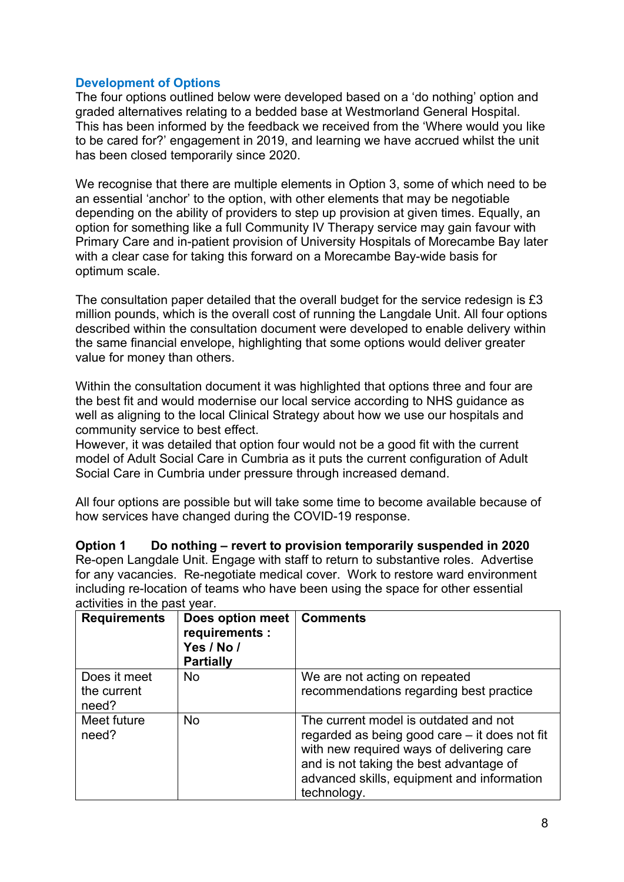## Development of Options

The four options outlined below were developed based on a 'do nothing' option and graded alternatives relating to a bedded base at Westmorland General Hospital. This has been informed by the feedback we received from the 'Where would you like to be cared for?' engagement in 2019, and learning we have accrued whilst the unit has been closed temporarily since 2020.

We recognise that there are multiple elements in Option 3, some of which need to be an essential 'anchor' to the option, with other elements that may be negotiable depending on the ability of providers to step up provision at given times. Equally, an option for something like a full Community IV Therapy service may gain favour with Primary Care and in-patient provision of University Hospitals of Morecambe Bay later with a clear case for taking this forward on a Morecambe Bay-wide basis for optimum scale.

The consultation paper detailed that the overall budget for the service redesign is £3 million pounds, which is the overall cost of running the Langdale Unit. All four options described within the consultation document were developed to enable delivery within the same financial envelope, highlighting that some options would deliver greater value for money than others.

Within the consultation document it was highlighted that options three and four are the best fit and would modernise our local service according to NHS guidance as well as aligning to the local Clinical Strategy about how we use our hospitals and community service to best effect.
However, it was detailed that option four would not be a good fit with the current model of Adult Social Care in Cumbria as it puts the current configuration of Adult Social Care in Cumbria under pressure through increased demand.

All four options are possible but will take some time to become available because of how services have changed during the COVID-19 response.

**Option 1 Do nothing – revert to provision temporarily suspended in 2020**

Re-open Langdale Unit. Engage with staff to return to substantive roles. Advertise for any vacancies. Re-negotiate medical cover. Work to restore ward environment including re-location of teams who have been using the space for other essential activities in the past year.

| Requirements | Does option meet requirements : Yes / No / Partially | Comments |
|---|---|---|
| Does it meet the current need? | No | We are not acting on repeated recommendations regarding best practice |
| Meet future need? | No | The current model is outdated and not regarded as being good care – it does not fit with new required ways of delivering care and is not taking the best advantage of advanced skills, equipment and information technology. |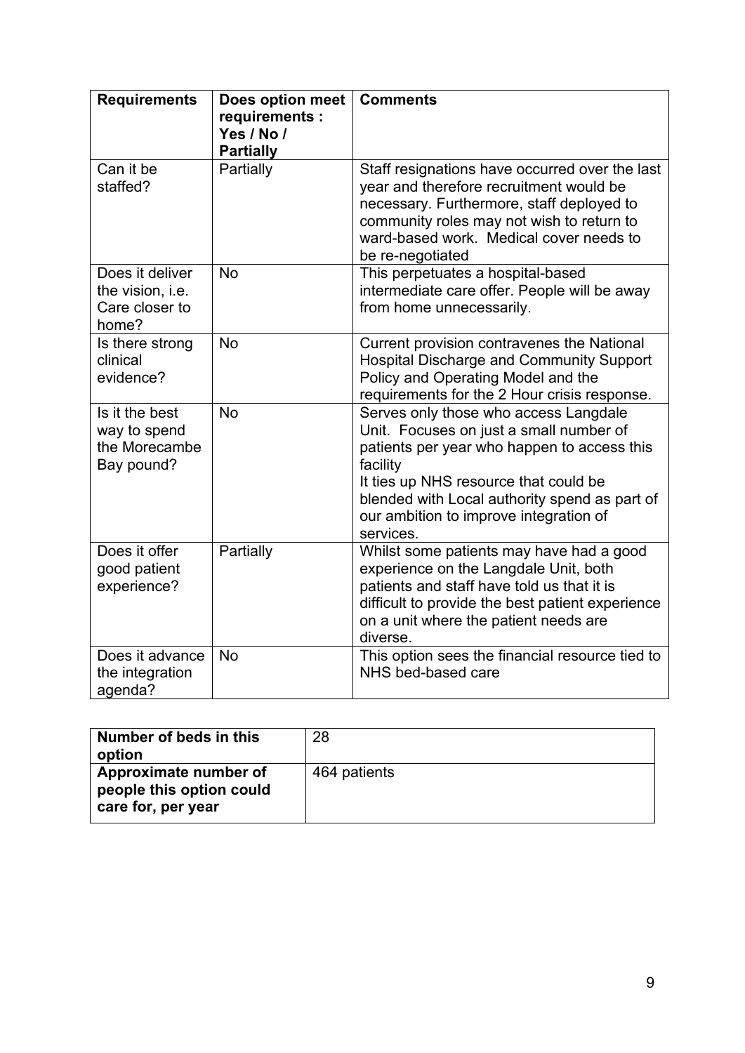| Requirements | Does option meet requirements : Yes / No / Partially | Comments |
|---|---|---|
| Can it be staffed? | Partially | Staff resignations have occurred over the last year and therefore recruitment would be necessary. Furthermore, staff deployed to community roles may not wish to return to ward-based work. Medical cover needs to be re-negotiated |
| Does it deliver the vision, i.e. Care closer to home? | No | This perpetuates a hospital-based intermediate care offer. People will be away from home unnecessarily. |
| Is there strong clinical evidence? | No | Current provision contravenes the National Hospital Discharge and Community Support Policy and Operating Model and the requirements for the 2 Hour crisis response. |
| Is it the best way to spend the Morecambe Bay pound? | No | Serves only those who access Langdale Unit. Focuses on just a small number of patients per year who happen to access this facility<br>It ties up NHS resource that could be blended with Local authority spend as part of our ambition to improve integration of services. |
| Does it offer good patient experience? | Partially | Whilst some patients may have had a good experience on the Langdale Unit, both patients and staff have told us that it is difficult to provide the best patient experience on a unit where the patient needs are diverse. |
| Does it advance the integration agenda? | No | This option sees the financial resource tied to NHS bed-based care |

| | |
|---|---|
| **Number of beds in this option** | 28 |
| **Approximate number of people this option could care for, per year** | 464 patients |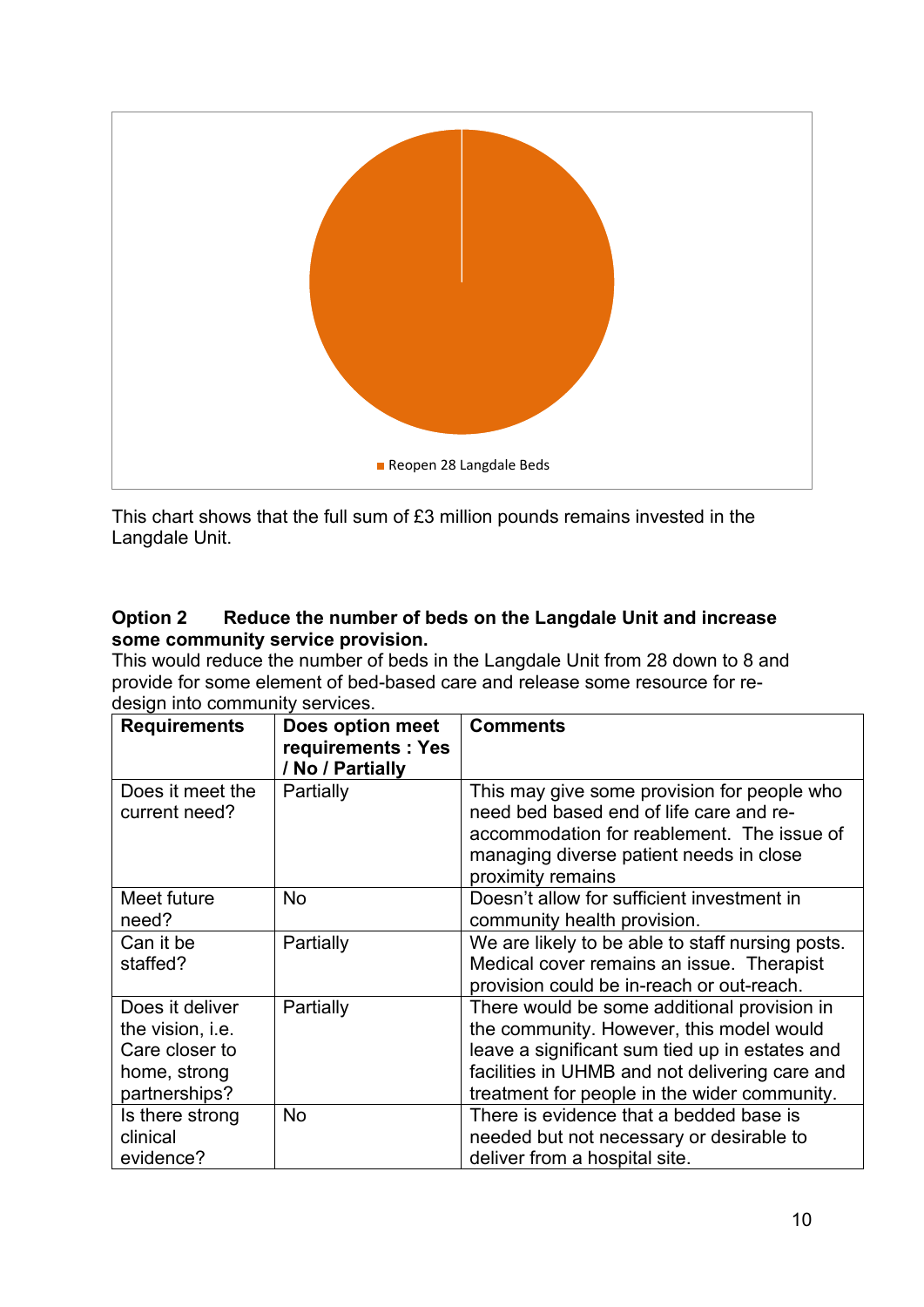Reopen 28 Langdale Beds

This chart shows that the full sum of £3 million pounds remains invested in the Langdale Unit.

**Option 2 Reduce the number of beds on the Langdale Unit and increase some community service provision.**

This would reduce the number of beds in the Langdale Unit from 28 down to 8 and provide for some element of bed-based care and release some resource for re-design into community services.

| Requirements | Does option meet requirements : Yes / No / Partially | Comments |
|---|---|---|
| Does it meet the current need? | Partially | This may give some provision for people who need bed based end of life care and re-accommodation for reablement. The issue of managing diverse patient needs in close proximity remains |
| Meet future need? | No | Doesn't allow for sufficient investment in community health provision. |
| Can it be staffed? | Partially | We are likely to be able to staff nursing posts. Medical cover remains an issue. Therapist provision could be in-reach or out-reach. |
| Does it deliver the vision, i.e. Care closer to home, strong partnerships? | Partially | There would be some additional provision in the community. However, this model would leave a significant sum tied up in estates and facilities in UHMB and not delivering care and treatment for people in the wider community. |
| Is there strong clinical evidence? | No | There is evidence that a bedded base is needed but not necessary or desirable to deliver from a hospital site. |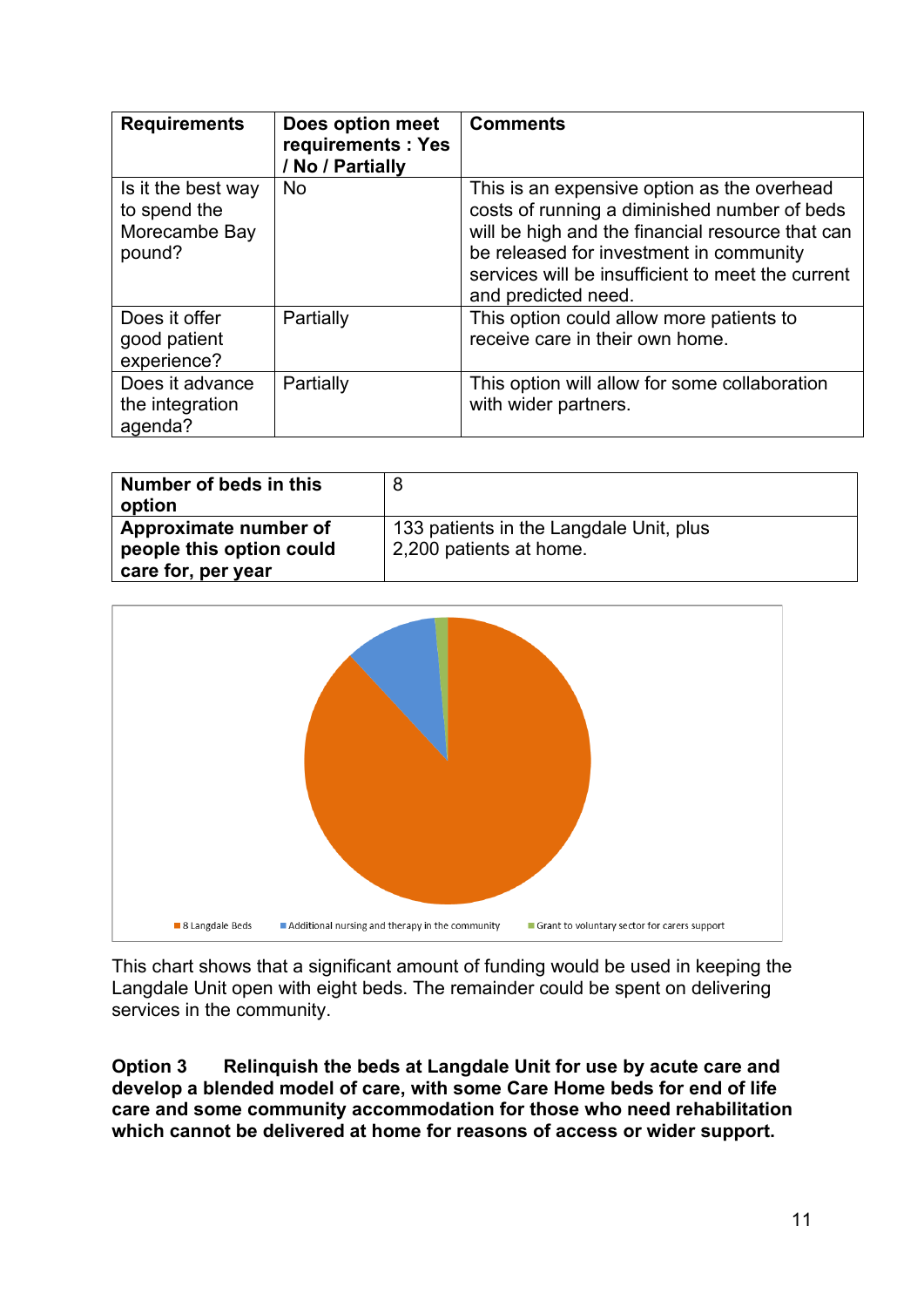| Requirements | Does option meet requirements : Yes / No / Partially | Comments |
|---|---|---|
| Is it the best way to spend the Morecambe Bay pound? | No | This is an expensive option as the overhead costs of running a diminished number of beds will be high and the financial resource that can be released for investment in community services will be insufficient to meet the current and predicted need. |
| Does it offer good patient experience? | Partially | This option could allow more patients to receive care in their own home. |
| Does it advance the integration agenda? | Partially | This option will allow for some collaboration with wider partners. |

| | |
|---|---|
| **Number of beds in this option** | 8 |
| **Approximate number of people this option could care for, per year** | 133 patients in the Langdale Unit, plus 2,200 patients at home. |

8 Langdale Beds
Additional nursing and therapy in the community
Grant to voluntary sector for carers support

This chart shows that a significant amount of funding would be used in keeping the Langdale Unit open with eight beds. The remainder could be spent on delivering services in the community.

**Option 3 Relinquish the beds at Langdale Unit for use by acute care and develop a blended model of care, with some Care Home beds for end of life care and some community accommodation for those who need rehabilitation which cannot be delivered at home for reasons of access or wider support.**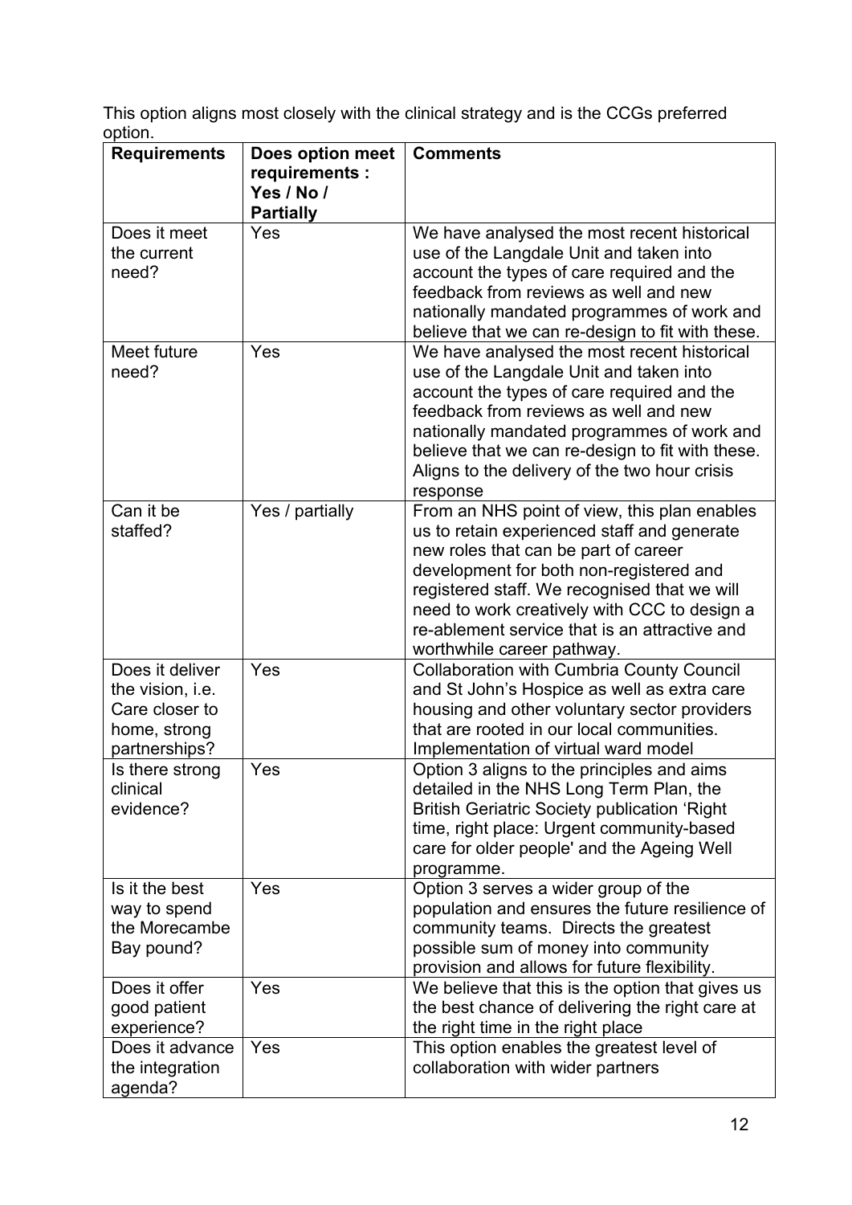This option aligns most closely with the clinical strategy and is the CCGs preferred option.

| Requirements | Does option meet requirements : Yes / No / Partially | Comments |
|---|---|---|
| Does it meet the current need? | Yes | We have analysed the most recent historical use of the Langdale Unit and taken into account the types of care required and the feedback from reviews as well and new nationally mandated programmes of work and believe that we can re-design to fit with these. |
| Meet future need? | Yes | We have analysed the most recent historical use of the Langdale Unit and taken into account the types of care required and the feedback from reviews as well and new nationally mandated programmes of work and believe that we can re-design to fit with these. Aligns to the delivery of the two hour crisis response |
| Can it be staffed? | Yes / partially | From an NHS point of view, this plan enables us to retain experienced staff and generate new roles that can be part of career development for both non-registered and registered staff. We recognised that we will need to work creatively with CCC to design a re-ablement service that is an attractive and worthwhile career pathway. |
| Does it deliver the vision, i.e. Care closer to home, strong partnerships? | Yes | Collaboration with Cumbria County Council and St John's Hospice as well as extra care housing and other voluntary sector providers that are rooted in our local communities. Implementation of virtual ward model |
| Is there strong clinical evidence? | Yes | Option 3 aligns to the principles and aims detailed in the NHS Long Term Plan, the British Geriatric Society publication 'Right time, right place: Urgent community-based care for older people' and the Ageing Well programme. |
| Is it the best way to spend the Morecambe Bay pound? | Yes | Option 3 serves a wider group of the population and ensures the future resilience of community teams. Directs the greatest possible sum of money into community provision and allows for future flexibility. |
| Does it offer good patient experience? | Yes | We believe that this is the option that gives us the best chance of delivering the right care at the right time in the right place |
| Does it advance the integration agenda? | Yes | This option enables the greatest level of collaboration with wider partners |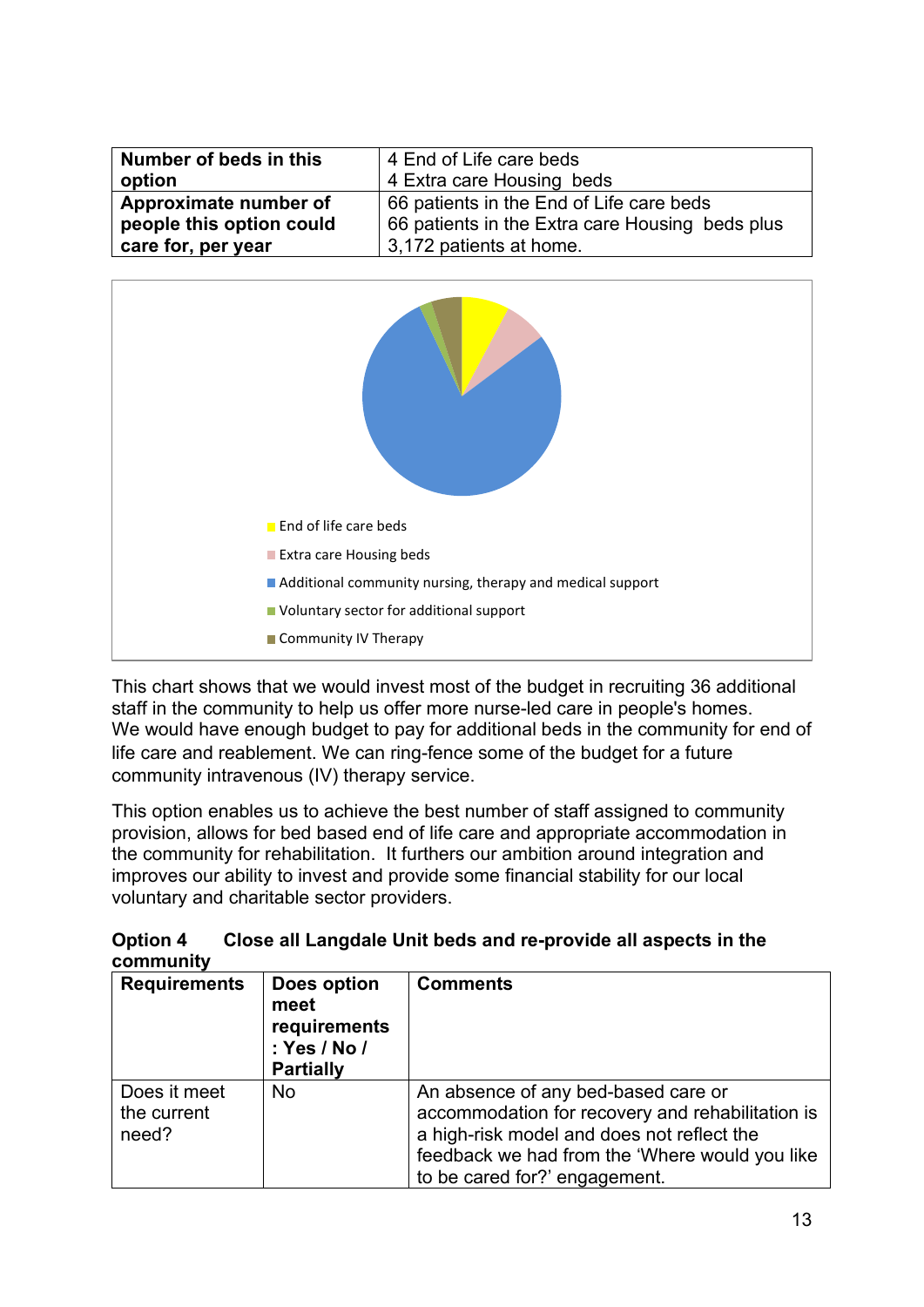| | |
|---|---|
| **Number of beds in this option** | 4 End of Life care beds<br>4 Extra care Housing beds |
| **Approximate number of people this option could care for, per year** | 66 patients in the End of Life care beds<br>66 patients in the Extra care Housing beds plus 3,172 patients at home. |

End of life care beds
Extra care Housing beds
Additional community nursing, therapy and medical support
Voluntary sector for additional support
Community IV Therapy

This chart shows that we would invest most of the budget in recruiting 36 additional staff in the community to help us offer more nurse-led care in people's homes. We would have enough budget to pay for additional beds in the community for end of life care and reablement. We can ring-fence some of the budget for a future community intravenous (IV) therapy service.

This option enables us to achieve the best number of staff assigned to community provision, allows for bed based end of life care and appropriate accommodation in the community for rehabilitation. It furthers our ambition around integration and improves our ability to invest and provide some financial stability for our local voluntary and charitable sector providers.

**Option 4 Close all Langdale Unit beds and re-provide all aspects in the community**

| Requirements | Does option meet requirements : Yes / No / Partially | Comments |
|---|---|---|
| Does it meet the current need? | No | An absence of any bed-based care or accommodation for recovery and rehabilitation is a high-risk model and does not reflect the feedback we had from the 'Where would you like to be cared for?' engagement. |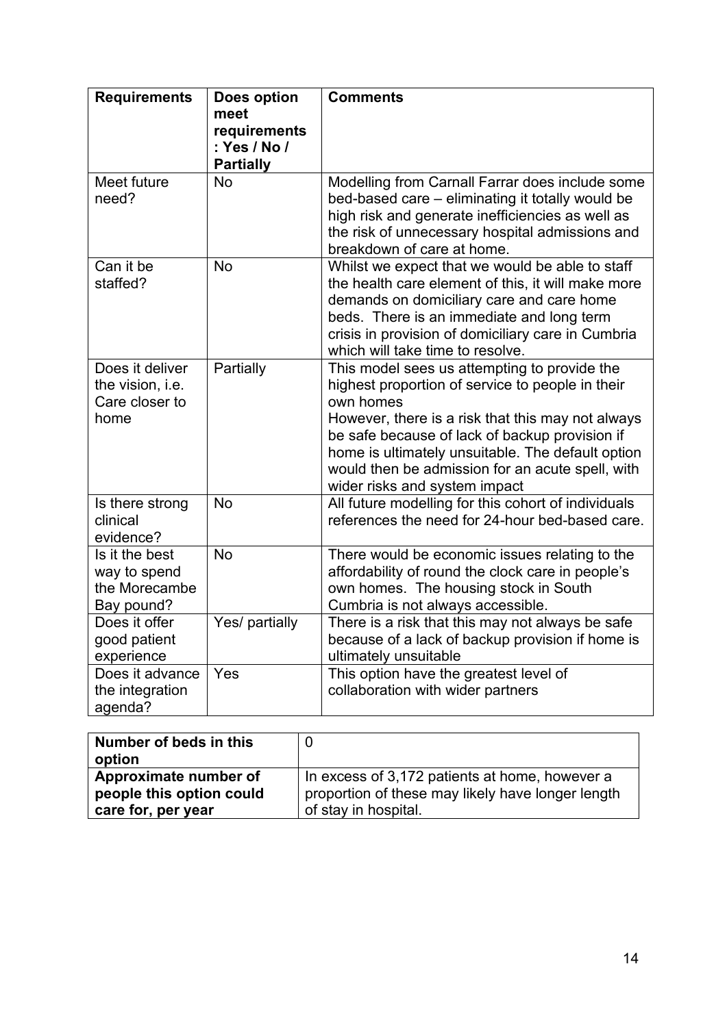| Requirements | Does option meet requirements : Yes / No / Partially | Comments |
| --- | --- | --- |
| Meet future need? | No | Modelling from Carnall Farrar does include some bed-based care – eliminating it totally would be high risk and generate inefficiencies as well as the risk of unnecessary hospital admissions and breakdown of care at home. |
| Can it be staffed? | No | Whilst we expect that we would be able to staff the health care element of this, it will make more demands on domiciliary care and care home beds. There is an immediate and long term crisis in provision of domiciliary care in Cumbria which will take time to resolve. |
| Does it deliver the vision, i.e. Care closer to home | Partially | This model sees us attempting to provide the highest proportion of service to people in their own homes<br>However, there is a risk that this may not always be safe because of lack of backup provision if home is ultimately unsuitable. The default option would then be admission for an acute spell, with wider risks and system impact |
| Is there strong clinical evidence? | No | All future modelling for this cohort of individuals references the need for 24-hour bed-based care. |
| Is it the best way to spend the Morecambe Bay pound? | No | There would be economic issues relating to the affordability of round the clock care in people's own homes. The housing stock in South Cumbria is not always accessible. |
| Does it offer good patient experience | Yes/ partially | There is a risk that this may not always be safe because of a lack of backup provision if home is ultimately unsuitable |
| Does it advance the integration agenda? | Yes | This option have the greatest level of collaboration with wider partners |

| | |
| --- | --- |
| **Number of beds in this option** | 0 |
| **Approximate number of people this option could care for, per year** | In excess of 3,172 patients at home, however a proportion of these may likely have longer length of stay in hospital. |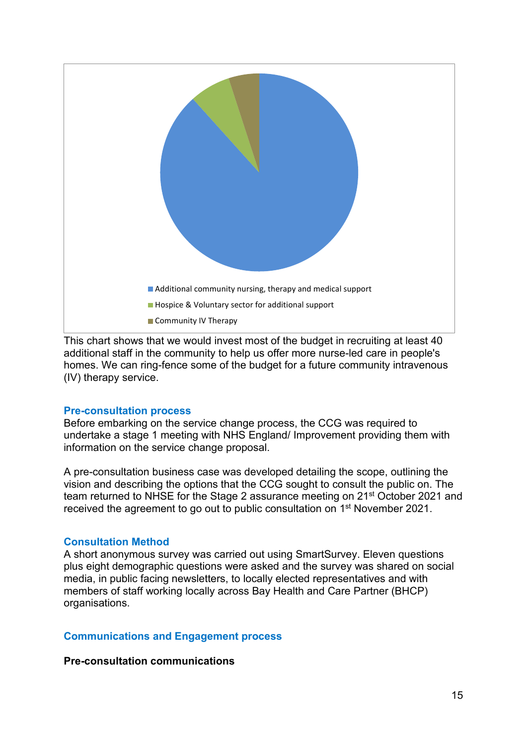Additional community nursing, therapy and medical support

Hospice & Voluntary sector for additional support

Community IV Therapy

This chart shows that we would invest most of the budget in recruiting at least 40 additional staff in the community to help us offer more nurse-led care in people's homes. We can ring-fence some of the budget for a future community intravenous (IV) therapy service.

### Pre-consultation process

Before embarking on the service change process, the CCG was required to undertake a stage 1 meeting with NHS England/ Improvement providing them with information on the service change proposal.

A pre-consultation business case was developed detailing the scope, outlining the vision and describing the options that the CCG sought to consult the public on. The team returned to NHSE for the Stage 2 assurance meeting on 21st October 2021 and received the agreement to go out to public consultation on 1st November 2021.

### Consultation Method

A short anonymous survey was carried out using SmartSurvey. Eleven questions plus eight demographic questions were asked and the survey was shared on social media, in public facing newsletters, to locally elected representatives and with members of staff working locally across Bay Health and Care Partner (BHCP) organisations.

### Communications and Engagement process

**Pre-consultation communications**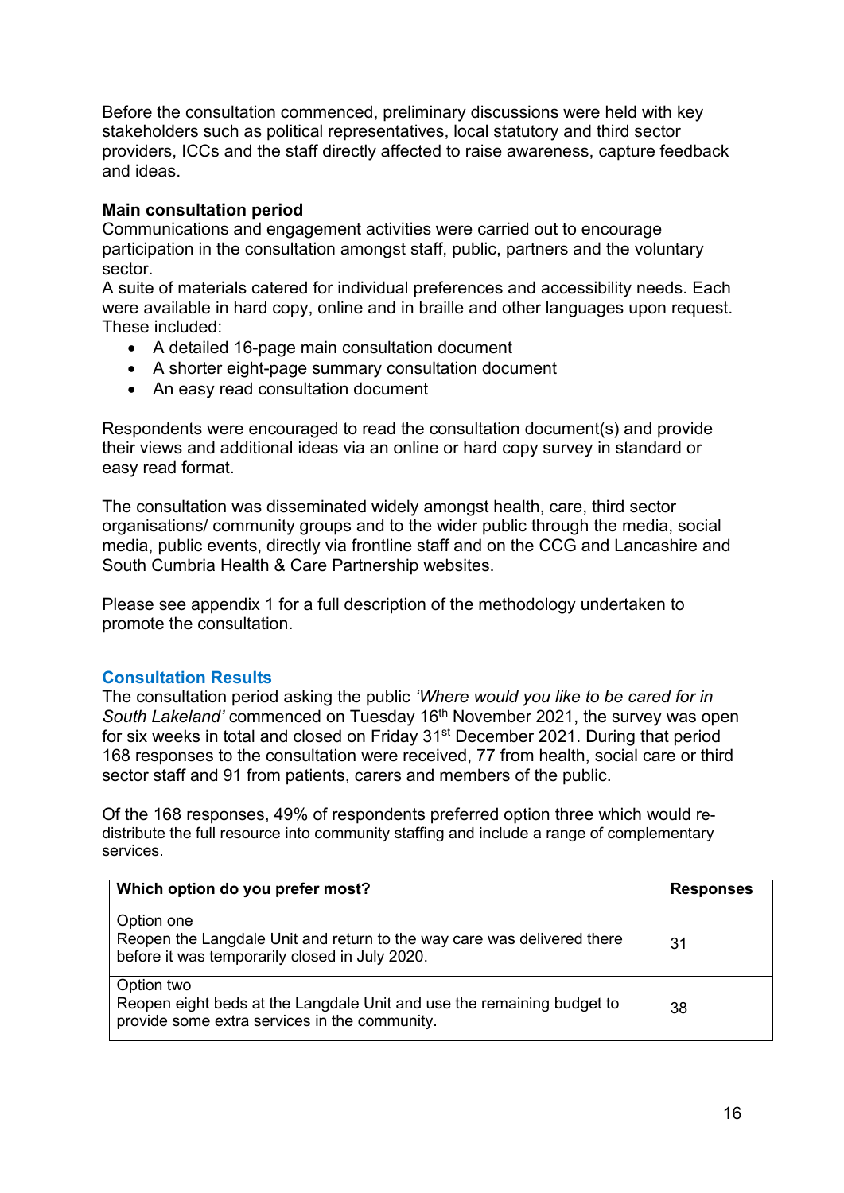Before the consultation commenced, preliminary discussions were held with key stakeholders such as political representatives, local statutory and third sector providers, ICCs and the staff directly affected to raise awareness, capture feedback and ideas.

**Main consultation period**

Communications and engagement activities were carried out to encourage participation in the consultation amongst staff, public, partners and the voluntary sector.

A suite of materials catered for individual preferences and accessibility needs. Each were available in hard copy, online and in braille and other languages upon request. These included:

- A detailed 16-page main consultation document
- A shorter eight-page summary consultation document
- An easy read consultation document

Respondents were encouraged to read the consultation document(s) and provide their views and additional ideas via an online or hard copy survey in standard or easy read format.

The consultation was disseminated widely amongst health, care, third sector organisations/ community groups and to the wider public through the media, social media, public events, directly via frontline staff and on the CCG and Lancashire and South Cumbria Health & Care Partnership websites.

Please see appendix 1 for a full description of the methodology undertaken to promote the consultation.

## Consultation Results

The consultation period asking the public *'Where would you like to be cared for in South Lakeland'* commenced on Tuesday 16th November 2021, the survey was open for six weeks in total and closed on Friday 31st December 2021. During that period 168 responses to the consultation were received, 77 from health, social care or third sector staff and 91 from patients, carers and members of the public.

Of the 168 responses, 49% of respondents preferred option three which would re-distribute the full resource into community staffing and include a range of complementary services.

| Which option do you prefer most? | Responses |
|---|---|
| Option one<br>Reopen the Langdale Unit and return to the way care was delivered there before it was temporarily closed in July 2020. | 31 |
| Option two<br>Reopen eight beds at the Langdale Unit and use the remaining budget to provide some extra services in the community. | 38 |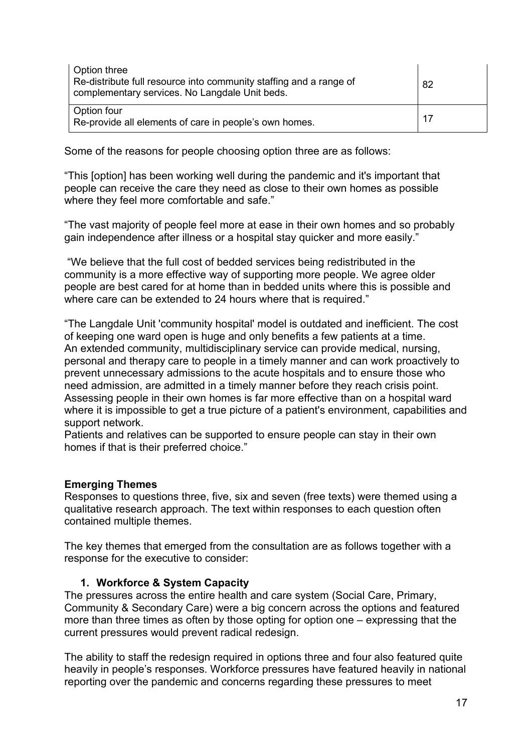| | |
|---|---|
| Option three<br>Re-distribute full resource into community staffing and a range of complementary services. No Langdale Unit beds. | 82 |
| Option four<br>Re-provide all elements of care in people's own homes. | 17 |

Some of the reasons for people choosing option three are as follows:

"This [option] has been working well during the pandemic and it's important that people can receive the care they need as close to their own homes as possible where they feel more comfortable and safe."

"The vast majority of people feel more at ease in their own homes and so probably gain independence after illness or a hospital stay quicker and more easily."

"We believe that the full cost of bedded services being redistributed in the community is a more effective way of supporting more people. We agree older people are best cared for at home than in bedded units where this is possible and where care can be extended to 24 hours where that is required."

"The Langdale Unit 'community hospital' model is outdated and inefficient. The cost of keeping one ward open is huge and only benefits a few patients at a time. An extended community, multidisciplinary service can provide medical, nursing, personal and therapy care to people in a timely manner and can work proactively to prevent unnecessary admissions to the acute hospitals and to ensure those who need admission, are admitted in a timely manner before they reach crisis point. Assessing people in their own homes is far more effective than on a hospital ward where it is impossible to get a true picture of a patient's environment, capabilities and support network.
Patients and relatives can be supported to ensure people can stay in their own homes if that is their preferred choice."

**Emerging Themes**

Responses to questions three, five, six and seven (free texts) were themed using a qualitative research approach. The text within responses to each question often contained multiple themes.

The key themes that emerged from the consultation are as follows together with a response for the executive to consider:

1. **Workforce & System Capacity**

The pressures across the entire health and care system (Social Care, Primary, Community & Secondary Care) were a big concern across the options and featured more than three times as often by those opting for option one – expressing that the current pressures would prevent radical redesign.

The ability to staff the redesign required in options three and four also featured quite heavily in people's responses. Workforce pressures have featured heavily in national reporting over the pandemic and concerns regarding these pressures to meet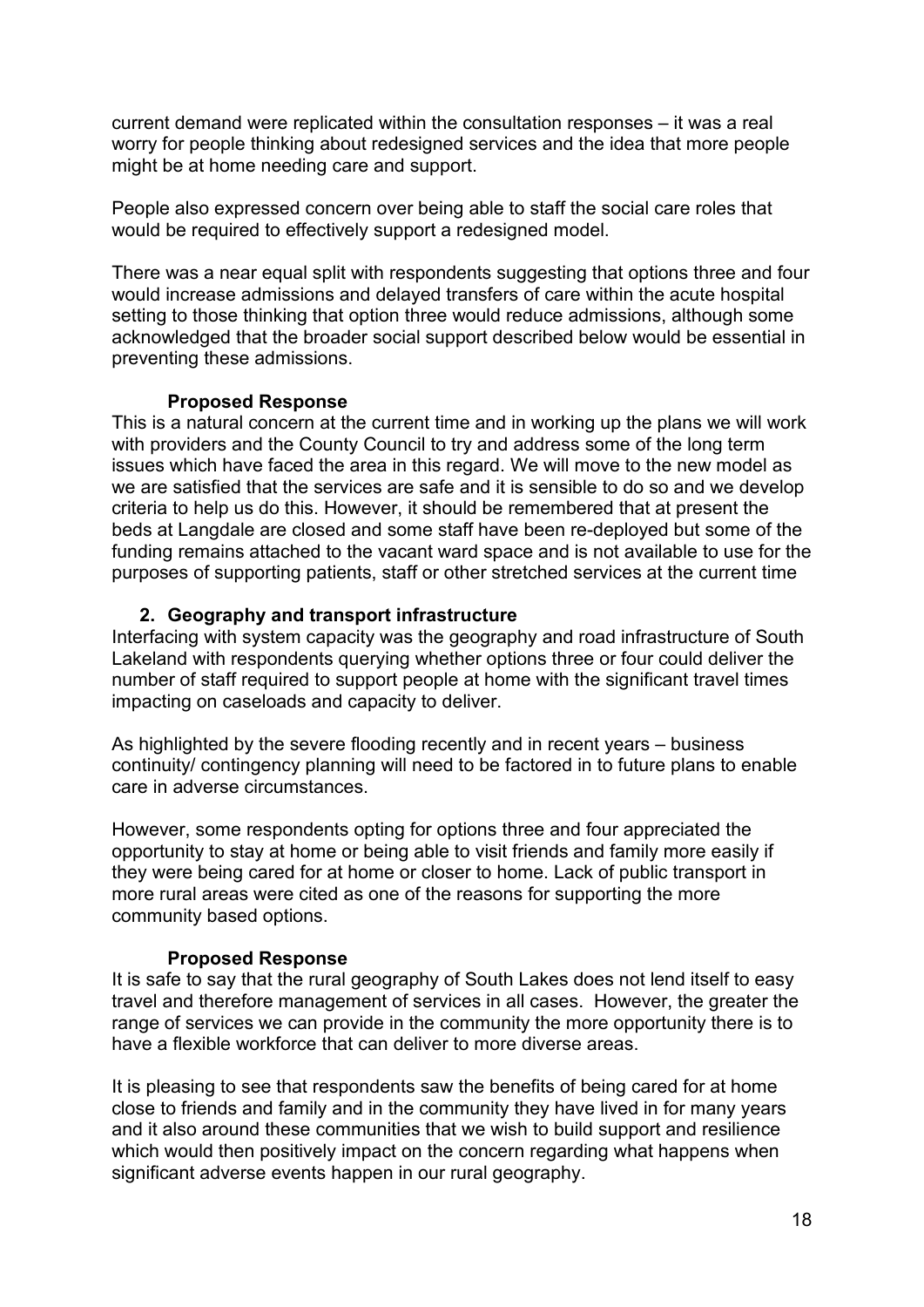current demand were replicated within the consultation responses – it was a real worry for people thinking about redesigned services and the idea that more people might be at home needing care and support.

People also expressed concern over being able to staff the social care roles that would be required to effectively support a redesigned model.

There was a near equal split with respondents suggesting that options three and four would increase admissions and delayed transfers of care within the acute hospital setting to those thinking that option three would reduce admissions, although some acknowledged that the broader social support described below would be essential in preventing these admissions.

**Proposed Response**

This is a natural concern at the current time and in working up the plans we will work with providers and the County Council to try and address some of the long term issues which have faced the area in this regard. We will move to the new model as we are satisfied that the services are safe and it is sensible to do so and we develop criteria to help us do this. However, it should be remembered that at present the beds at Langdale are closed and some staff have been re-deployed but some of the funding remains attached to the vacant ward space and is not available to use for the purposes of supporting patients, staff or other stretched services at the current time

**2. Geography and transport infrastructure**

Interfacing with system capacity was the geography and road infrastructure of South Lakeland with respondents querying whether options three or four could deliver the number of staff required to support people at home with the significant travel times impacting on caseloads and capacity to deliver.

As highlighted by the severe flooding recently and in recent years – business continuity/ contingency planning will need to be factored in to future plans to enable care in adverse circumstances.

However, some respondents opting for options three and four appreciated the opportunity to stay at home or being able to visit friends and family more easily if they were being cared for at home or closer to home. Lack of public transport in more rural areas were cited as one of the reasons for supporting the more community based options.

**Proposed Response**

It is safe to say that the rural geography of South Lakes does not lend itself to easy travel and therefore management of services in all cases. However, the greater the range of services we can provide in the community the more opportunity there is to have a flexible workforce that can deliver to more diverse areas.

It is pleasing to see that respondents saw the benefits of being cared for at home close to friends and family and in the community they have lived in for many years and it also around these communities that we wish to build support and resilience which would then positively impact on the concern regarding what happens when significant adverse events happen in our rural geography.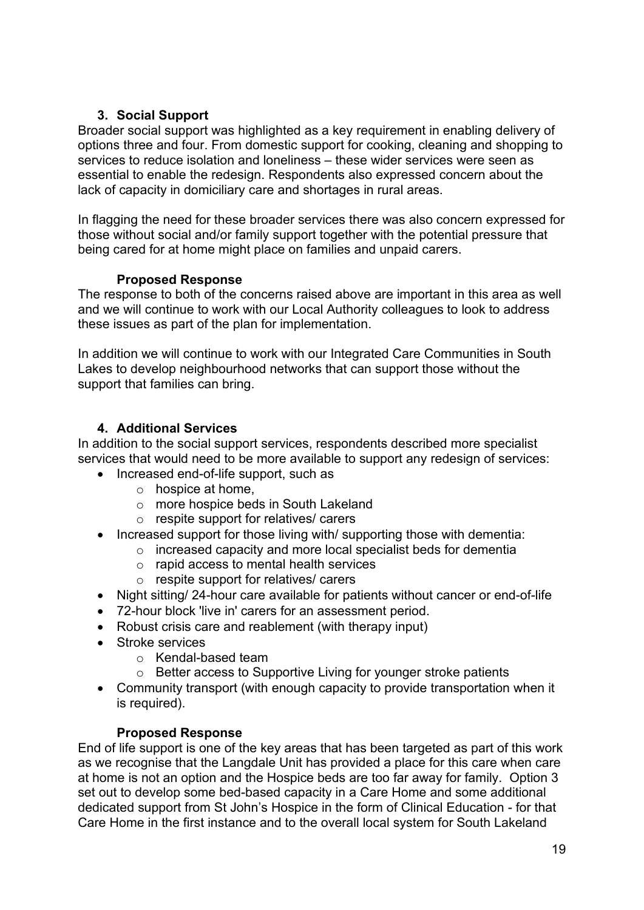### 3. Social Support

Broader social support was highlighted as a key requirement in enabling delivery of options three and four. From domestic support for cooking, cleaning and shopping to services to reduce isolation and loneliness – these wider services were seen as essential to enable the redesign. Respondents also expressed concern about the lack of capacity in domiciliary care and shortages in rural areas.

In flagging the need for these broader services there was also concern expressed for those without social and/or family support together with the potential pressure that being cared for at home might place on families and unpaid carers.

**Proposed Response**

The response to both of the concerns raised above are important in this area as well and we will continue to work with our Local Authority colleagues to look to address these issues as part of the plan for implementation.

In addition we will continue to work with our Integrated Care Communities in South Lakes to develop neighbourhood networks that can support those without the support that families can bring.

### 4. Additional Services

In addition to the social support services, respondents described more specialist services that would need to be more available to support any redesign of services:

- Increased end-of-life support, such as
  - hospice at home,
  - more hospice beds in South Lakeland
  - respite support for relatives/ carers
- Increased support for those living with/ supporting those with dementia:
  - increased capacity and more local specialist beds for dementia
  - rapid access to mental health services
  - respite support for relatives/ carers
- Night sitting/ 24-hour care available for patients without cancer or end-of-life
- 72-hour block 'live in' carers for an assessment period.
- Robust crisis care and reablement (with therapy input)
- Stroke services
  - Kendal-based team
  - Better access to Supportive Living for younger stroke patients
- Community transport (with enough capacity to provide transportation when it is required).

**Proposed Response**

End of life support is one of the key areas that has been targeted as part of this work as we recognise that the Langdale Unit has provided a place for this care when care at home is not an option and the Hospice beds are too far away for family. Option 3 set out to develop some bed-based capacity in a Care Home and some additional dedicated support from St John's Hospice in the form of Clinical Education - for that Care Home in the first instance and to the overall local system for South Lakeland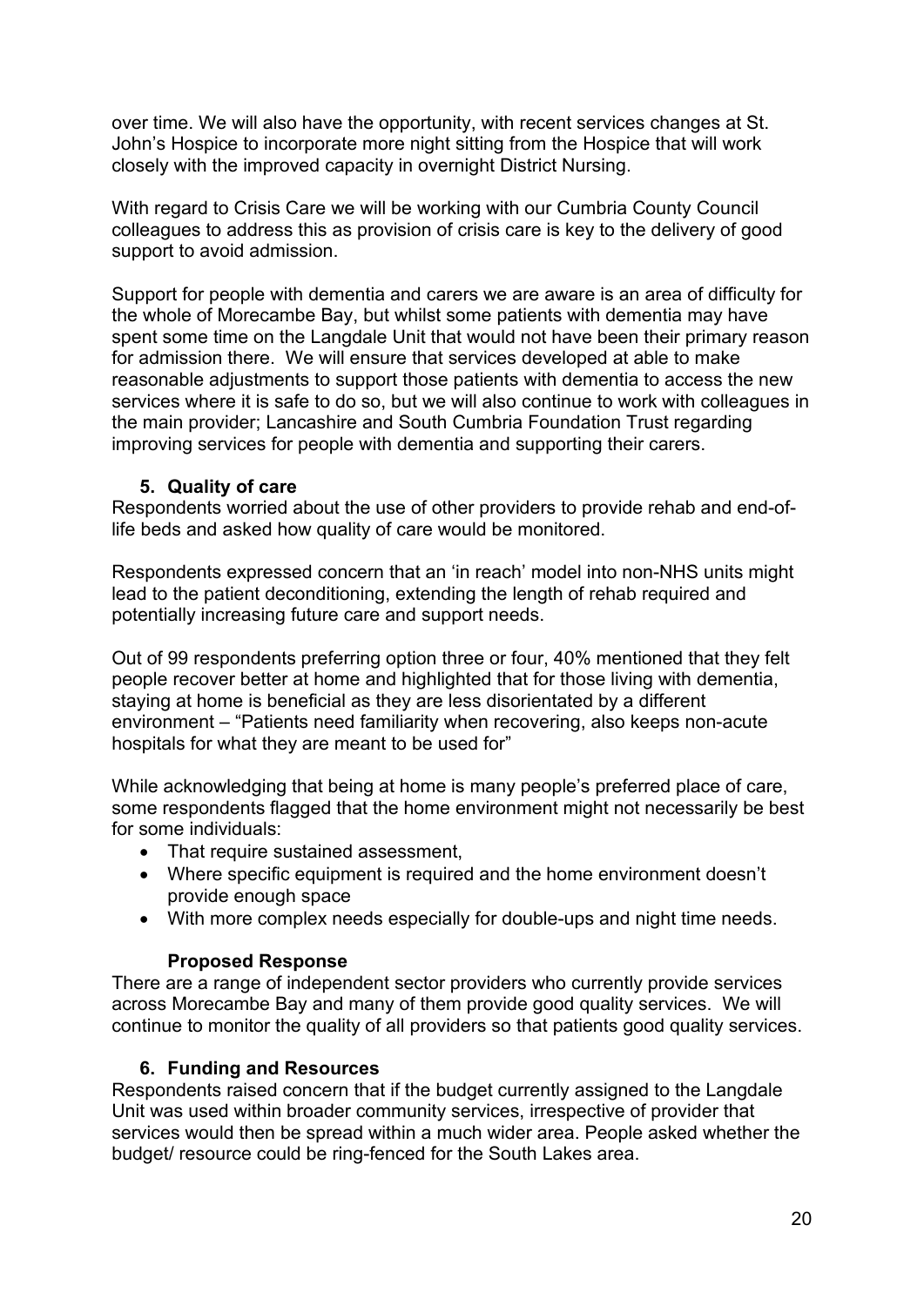over time. We will also have the opportunity, with recent services changes at St. John's Hospice to incorporate more night sitting from the Hospice that will work closely with the improved capacity in overnight District Nursing.

With regard to Crisis Care we will be working with our Cumbria County Council colleagues to address this as provision of crisis care is key to the delivery of good support to avoid admission.

Support for people with dementia and carers we are aware is an area of difficulty for the whole of Morecambe Bay, but whilst some patients with dementia may have spent some time on the Langdale Unit that would not have been their primary reason for admission there. We will ensure that services developed at able to make reasonable adjustments to support those patients with dementia to access the new services where it is safe to do so, but we will also continue to work with colleagues in the main provider; Lancashire and South Cumbria Foundation Trust regarding improving services for people with dementia and supporting their carers.

**5. Quality of care**

Respondents worried about the use of other providers to provide rehab and end-of-life beds and asked how quality of care would be monitored.

Respondents expressed concern that an 'in reach' model into non-NHS units might lead to the patient deconditioning, extending the length of rehab required and potentially increasing future care and support needs.

Out of 99 respondents preferring option three or four, 40% mentioned that they felt people recover better at home and highlighted that for those living with dementia, staying at home is beneficial as they are less disorientated by a different environment – "Patients need familiarity when recovering, also keeps non-acute hospitals for what they are meant to be used for"

While acknowledging that being at home is many people's preferred place of care, some respondents flagged that the home environment might not necessarily be best for some individuals:

- That require sustained assessment,
- Where specific equipment is required and the home environment doesn't provide enough space
- With more complex needs especially for double-ups and night time needs.

**Proposed Response**

There are a range of independent sector providers who currently provide services across Morecambe Bay and many of them provide good quality services. We will continue to monitor the quality of all providers so that patients good quality services.

**6. Funding and Resources**

Respondents raised concern that if the budget currently assigned to the Langdale Unit was used within broader community services, irrespective of provider that services would then be spread within a much wider area. People asked whether the budget/ resource could be ring-fenced for the South Lakes area.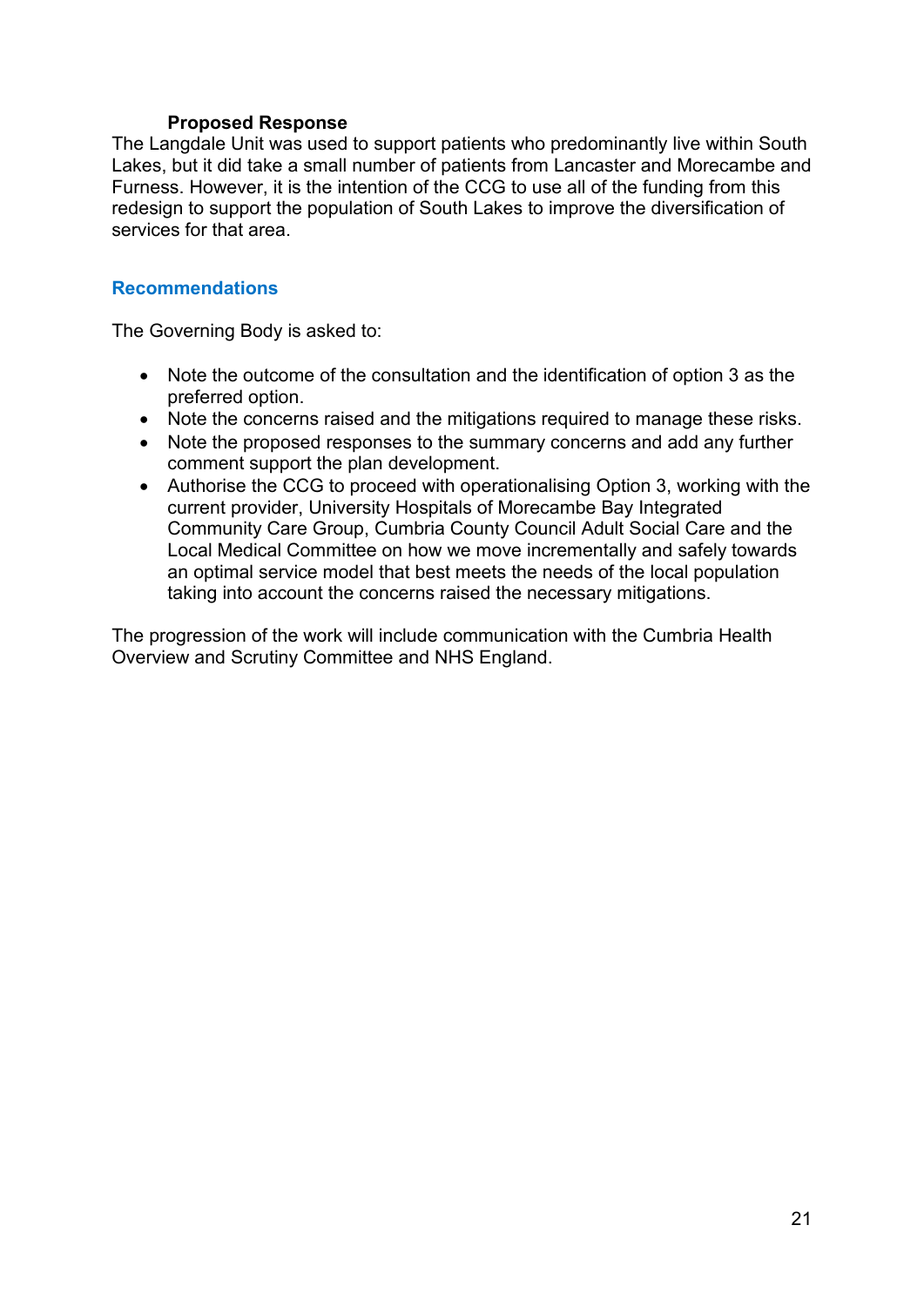**Proposed Response**

The Langdale Unit was used to support patients who predominantly live within South Lakes, but it did take a small number of patients from Lancaster and Morecambe and Furness. However, it is the intention of the CCG to use all of the funding from this redesign to support the population of South Lakes to improve the diversification of services for that area.

## Recommendations

The Governing Body is asked to:

- Note the outcome of the consultation and the identification of option 3 as the preferred option.
- Note the concerns raised and the mitigations required to manage these risks.
- Note the proposed responses to the summary concerns and add any further comment support the plan development.
- Authorise the CCG to proceed with operationalising Option 3, working with the current provider, University Hospitals of Morecambe Bay Integrated Community Care Group, Cumbria County Council Adult Social Care and the Local Medical Committee on how we move incrementally and safely towards an optimal service model that best meets the needs of the local population taking into account the concerns raised the necessary mitigations.

The progression of the work will include communication with the Cumbria Health Overview and Scrutiny Committee and NHS England.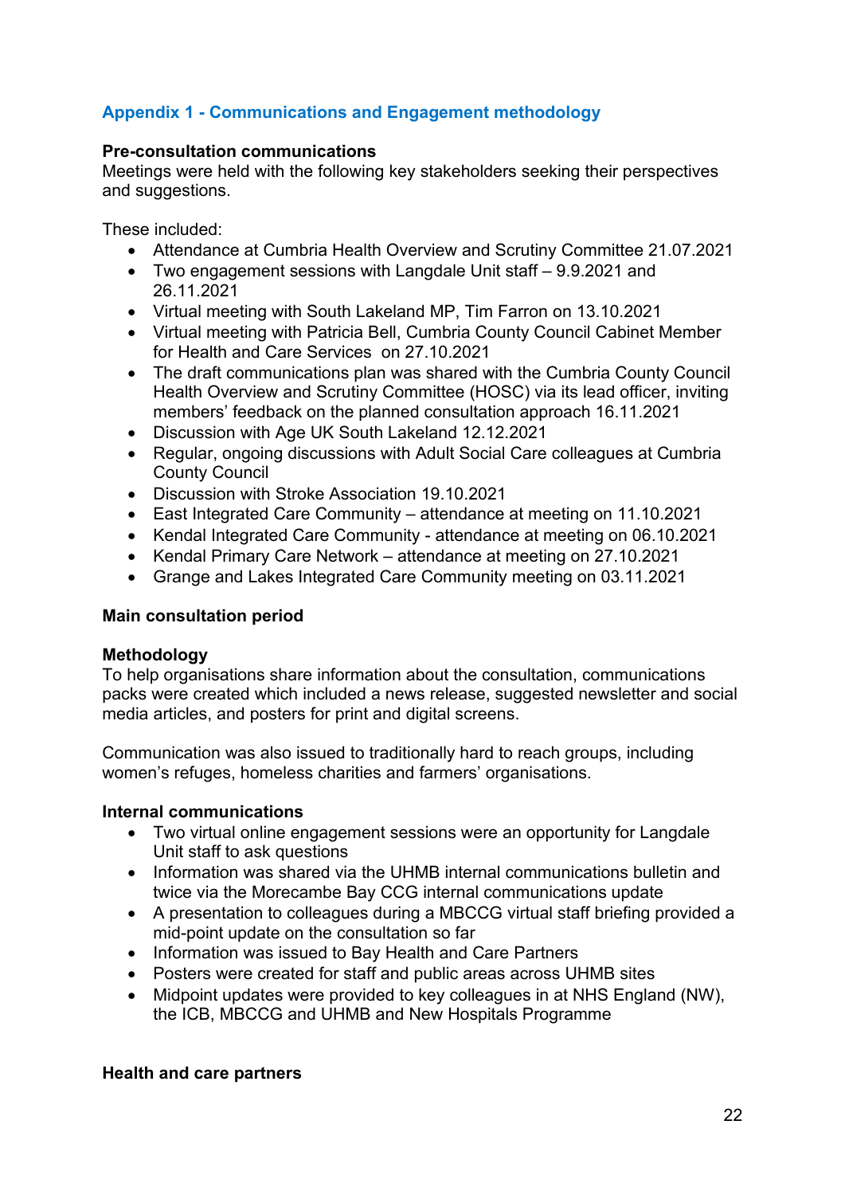## Appendix 1 - Communications and Engagement methodology

**Pre-consultation communications**
Meetings were held with the following key stakeholders seeking their perspectives and suggestions.

These included:

- Attendance at Cumbria Health Overview and Scrutiny Committee 21.07.2021
- Two engagement sessions with Langdale Unit staff – 9.9.2021 and 26.11.2021
- Virtual meeting with South Lakeland MP, Tim Farron on 13.10.2021
- Virtual meeting with Patricia Bell, Cumbria County Council Cabinet Member for Health and Care Services on 27.10.2021
- The draft communications plan was shared with the Cumbria County Council Health Overview and Scrutiny Committee (HOSC) via its lead officer, inviting members' feedback on the planned consultation approach 16.11.2021
- Discussion with Age UK South Lakeland 12.12.2021
- Regular, ongoing discussions with Adult Social Care colleagues at Cumbria County Council
- Discussion with Stroke Association 19.10.2021
- East Integrated Care Community – attendance at meeting on 11.10.2021
- Kendal Integrated Care Community - attendance at meeting on 06.10.2021
- Kendal Primary Care Network – attendance at meeting on 27.10.2021
- Grange and Lakes Integrated Care Community meeting on 03.11.2021

**Main consultation period**

**Methodology**
To help organisations share information about the consultation, communications packs were created which included a news release, suggested newsletter and social media articles, and posters for print and digital screens.

Communication was also issued to traditionally hard to reach groups, including women's refuges, homeless charities and farmers' organisations.

**Internal communications**

- Two virtual online engagement sessions were an opportunity for Langdale Unit staff to ask questions
- Information was shared via the UHMB internal communications bulletin and twice via the Morecambe Bay CCG internal communications update
- A presentation to colleagues during a MBCCG virtual staff briefing provided a mid-point update on the consultation so far
- Information was issued to Bay Health and Care Partners
- Posters were created for staff and public areas across UHMB sites
- Midpoint updates were provided to key colleagues in at NHS England (NW), the ICB, MBCCG and UHMB and New Hospitals Programme

**Health and care partners**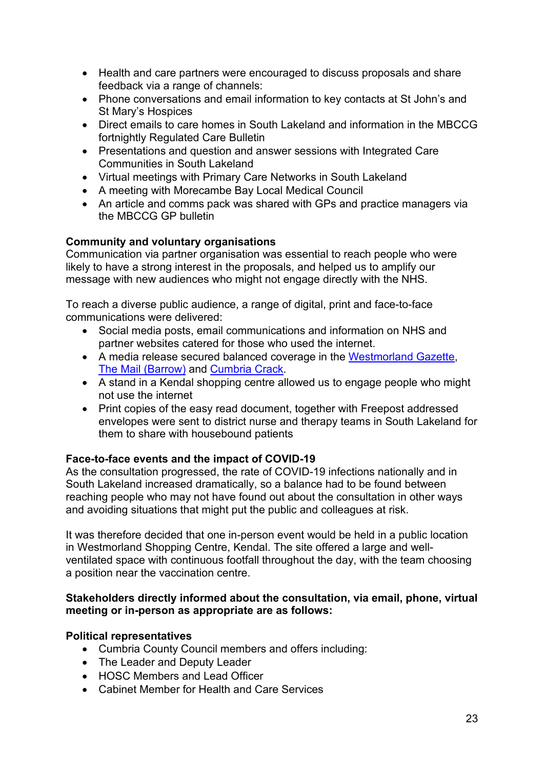- Health and care partners were encouraged to discuss proposals and share feedback via a range of channels:
- Phone conversations and email information to key contacts at St John's and St Mary's Hospices
- Direct emails to care homes in South Lakeland and information in the MBCCG fortnightly Regulated Care Bulletin
- Presentations and question and answer sessions with Integrated Care Communities in South Lakeland
- Virtual meetings with Primary Care Networks in South Lakeland
- A meeting with Morecambe Bay Local Medical Council
- An article and comms pack was shared with GPs and practice managers via the MBCCG GP bulletin

**Community and voluntary organisations**
Communication via partner organisation was essential to reach people who were likely to have a strong interest in the proposals, and helped us to amplify our message with new audiences who might not engage directly with the NHS.

To reach a diverse public audience, a range of digital, print and face-to-face communications were delivered:

- Social media posts, email communications and information on NHS and partner websites catered for those who used the internet.
- A media release secured balanced coverage in the Westmorland Gazette, The Mail (Barrow) and Cumbria Crack.
- A stand in a Kendal shopping centre allowed us to engage people who might not use the internet
- Print copies of the easy read document, together with Freepost addressed envelopes were sent to district nurse and therapy teams in South Lakeland for them to share with housebound patients

**Face-to-face events and the impact of COVID-19**
As the consultation progressed, the rate of COVID-19 infections nationally and in South Lakeland increased dramatically, so a balance had to be found between reaching people who may not have found out about the consultation in other ways and avoiding situations that might put the public and colleagues at risk.

It was therefore decided that one in-person event would be held in a public location in Westmorland Shopping Centre, Kendal. The site offered a large and well-ventilated space with continuous footfall throughout the day, with the team choosing a position near the vaccination centre.

**Stakeholders directly informed about the consultation, via email, phone, virtual meeting or in-person as appropriate are as follows:**

**Political representatives**

- Cumbria County Council members and offers including:
- The Leader and Deputy Leader
- HOSC Members and Lead Officer
- Cabinet Member for Health and Care Services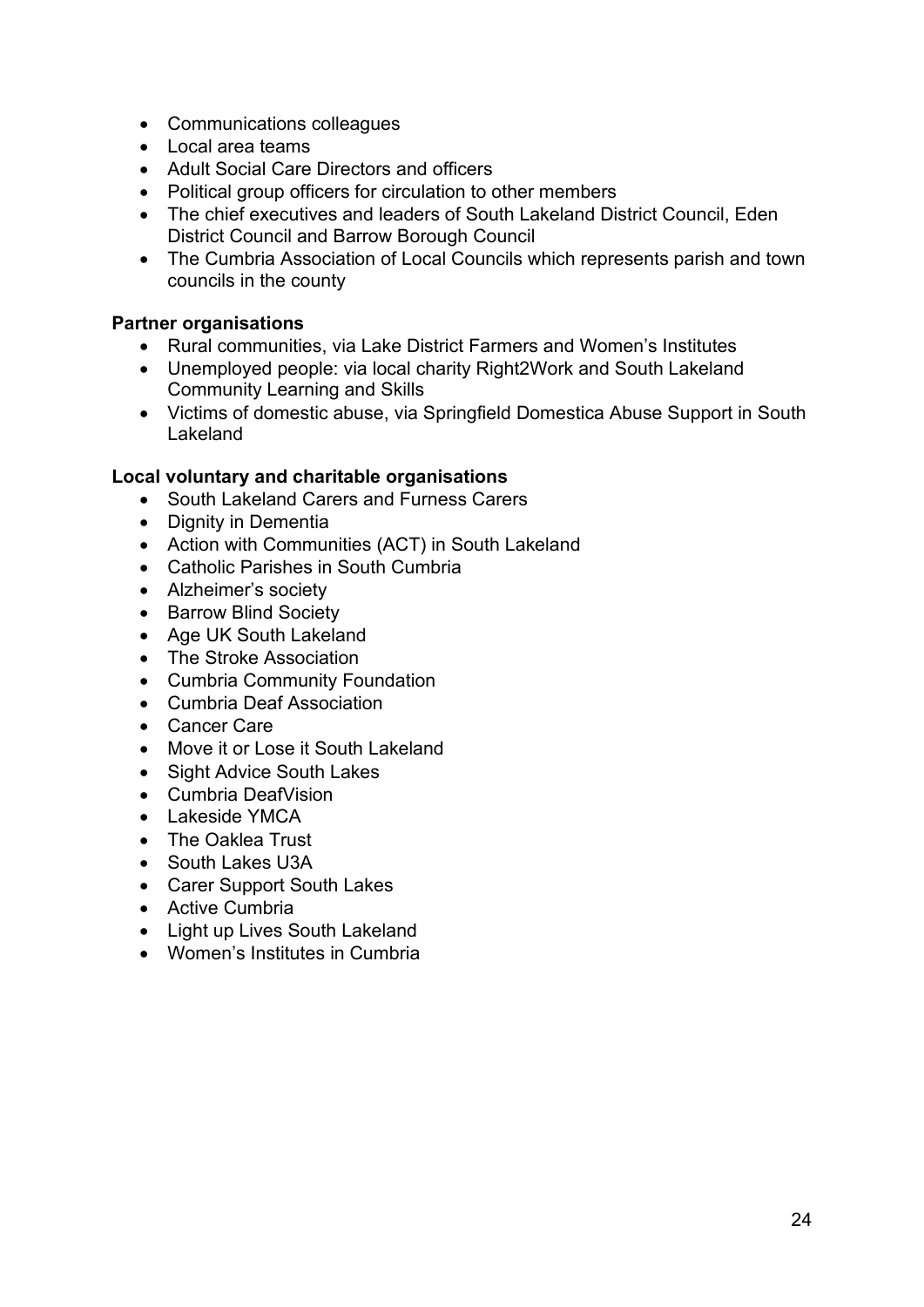- Communications colleagues
- Local area teams
- Adult Social Care Directors and officers
- Political group officers for circulation to other members
- The chief executives and leaders of South Lakeland District Council, Eden District Council and Barrow Borough Council
- The Cumbria Association of Local Councils which represents parish and town councils in the county

**Partner organisations**

- Rural communities, via Lake District Farmers and Women's Institutes
- Unemployed people: via local charity Right2Work and South Lakeland Community Learning and Skills
- Victims of domestic abuse, via Springfield Domestica Abuse Support in South Lakeland

**Local voluntary and charitable organisations**

- South Lakeland Carers and Furness Carers
- Dignity in Dementia
- Action with Communities (ACT) in South Lakeland
- Catholic Parishes in South Cumbria
- Alzheimer's society
- Barrow Blind Society
- Age UK South Lakeland
- The Stroke Association
- Cumbria Community Foundation
- Cumbria Deaf Association
- Cancer Care
- Move it or Lose it South Lakeland
- Sight Advice South Lakes
- Cumbria DeafVision
- Lakeside YMCA
- The Oaklea Trust
- South Lakes U3A
- Carer Support South Lakes
- Active Cumbria
- Light up Lives South Lakeland
- Women's Institutes in Cumbria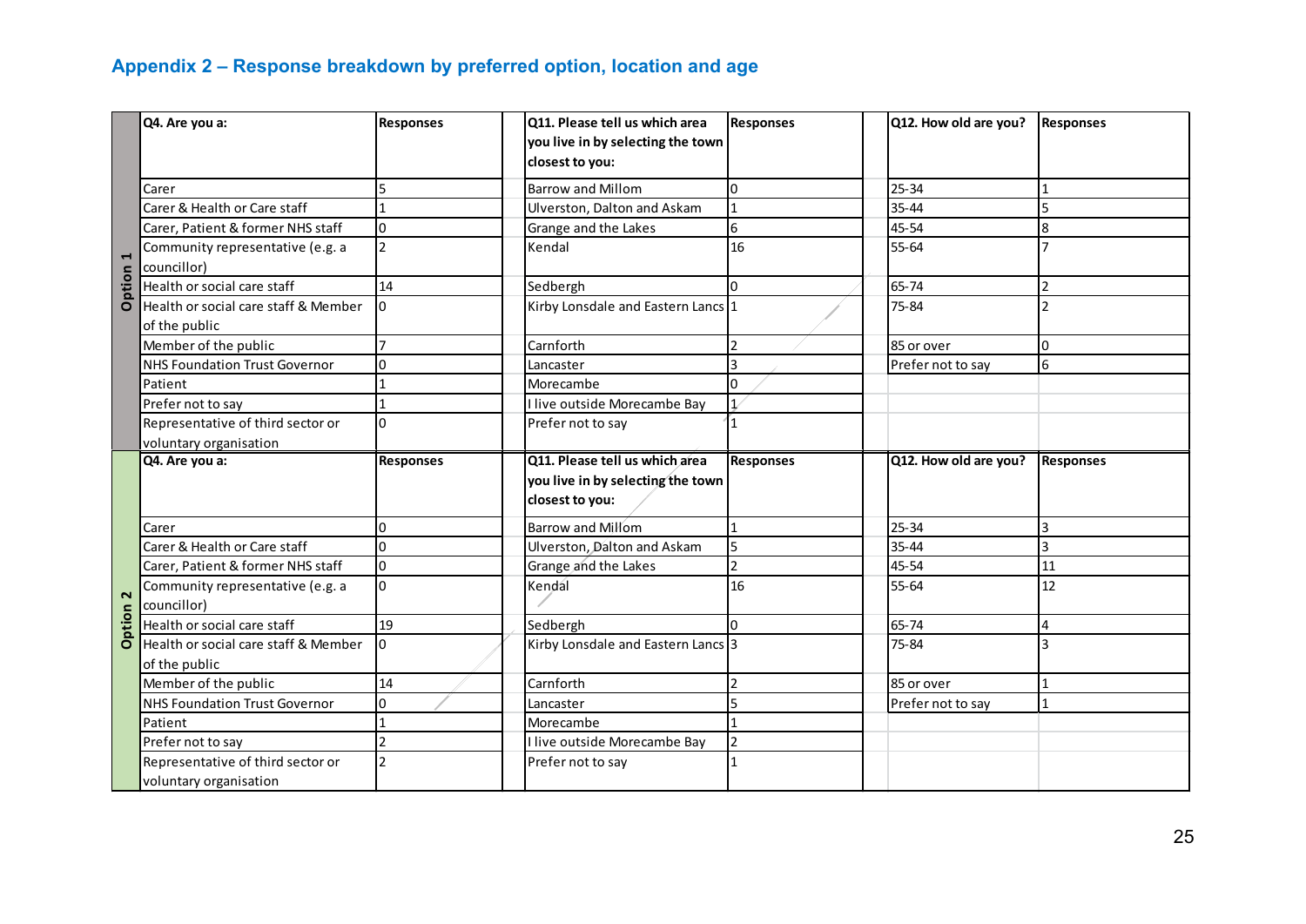## Appendix 2 – Response breakdown by preferred option, location and age

### Option 1

| Q4. Are you a: | Responses | Q11. Please tell us which area you live in by selecting the town closest to you: | Responses | Q12. How old are you? | Responses |
|---|---|---|---|---|---|
| Carer | 5 | Barrow and Millom | 0 | 25-34 | 1 |
| Carer & Health or Care staff | 1 | Ulverston, Dalton and Askam | 1 | 35-44 | 5 |
| Carer, Patient & former NHS staff | 0 | Grange and the Lakes | 6 | 45-54 | 8 |
| Community representative (e.g. a councillor) | 2 | Kendal | 16 | 55-64 | 7 |
| Health or social care staff | 14 | Sedbergh | 0 | 65-74 | 2 |
| Health or social care staff & Member of the public | 0 | Kirby Lonsdale and Eastern Lancs | 1 | 75-84 | 2 |
| Member of the public | 7 | Carnforth | 2 | 85 or over | 0 |
| NHS Foundation Trust Governor | 0 | Lancaster | 3 | Prefer not to say | 6 |
| Patient | 1 | Morecambe | 0 | | |
| Prefer not to say | 1 | I live outside Morecambe Bay | 1 | | |
| Representative of third sector or voluntary organisation | 0 | Prefer not to say | 1 | | |

### Option 2

| Q4. Are you a: | Responses | Q11. Please tell us which area you live in by selecting the town closest to you: | Responses | Q12. How old are you? | Responses |
|---|---|---|---|---|---|
| Carer | 0 | Barrow and Millom | 1 | 25-34 | 3 |
| Carer & Health or Care staff | 0 | Ulverston, Dalton and Askam | 5 | 35-44 | 3 |
| Carer, Patient & former NHS staff | 0 | Grange and the Lakes | 2 | 45-54 | 11 |
| Community representative (e.g. a councillor) | 0 | Kendal | 16 | 55-64 | 12 |
| Health or social care staff | 19 | Sedbergh | 0 | 65-74 | 4 |
| Health or social care staff & Member of the public | 0 | Kirby Lonsdale and Eastern Lancs | 3 | 75-84 | 3 |
| Member of the public | 14 | Carnforth | 2 | 85 or over | 1 |
| NHS Foundation Trust Governor | 0 | Lancaster | 5 | Prefer not to say | 1 |
| Patient | 1 | Morecambe | 1 | | |
| Prefer not to say | 2 | I live outside Morecambe Bay | 2 | | |
| Representative of third sector or voluntary organisation | 2 | Prefer not to say | 1 | | |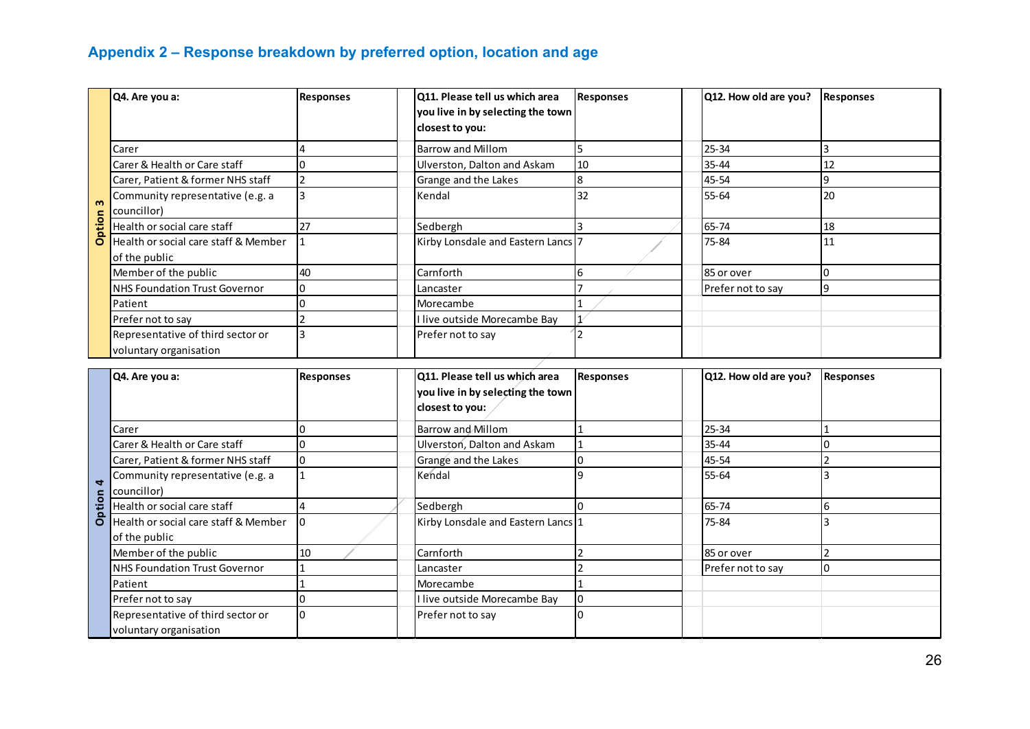## Appendix 2 – Response breakdown by preferred option, location and age

| | Q4. Are you a: | Responses | Q11. Please tell us which area you live in by selecting the town closest to you: | Responses | Q12. How old are you? | Responses |
|---|---|---|---|---|---|---|
| Option 3 | Carer | 4 | Barrow and Millom | 5 | 25-34 | 3 |
| | Carer & Health or Care staff | 0 | Ulverston, Dalton and Askam | 10 | 35-44 | 12 |
| | Carer, Patient & former NHS staff | 2 | Grange and the Lakes | 8 | 45-54 | 9 |
| | Community representative (e.g. a councillor) | 3 | Kendal | 32 | 55-64 | 20 |
| | Health or social care staff | 27 | Sedbergh | 3 | 65-74 | 18 |
| | Health or social care staff & Member of the public | 1 | Kirby Lonsdale and Eastern Lancs | 7 | 75-84 | 11 |
| | Member of the public | 40 | Carnforth | 6 | 85 or over | 0 |
| | NHS Foundation Trust Governor | 0 | Lancaster | 7 | Prefer not to say | 9 |
| | Patient | 0 | Morecambe | 1 | | |
| | Prefer not to say | 2 | I live outside Morecambe Bay | 1 | | |
| | Representative of third sector or voluntary organisation | 3 | Prefer not to say | 2 | | |

| | Q4. Are you a: | Responses | Q11. Please tell us which area you live in by selecting the town closest to you: | Responses | Q12. How old are you? | Responses |
|---|---|---|---|---|---|---|
| Option 4 | Carer | 0 | Barrow and Millom | 1 | 25-34 | 1 |
| | Carer & Health or Care staff | 0 | Ulverston, Dalton and Askam | 1 | 35-44 | 0 |
| | Carer, Patient & former NHS staff | 0 | Grange and the Lakes | 0 | 45-54 | 2 |
| | Community representative (e.g. a councillor) | 1 | Kendal | 9 | 55-64 | 3 |
| | Health or social care staff | 4 | Sedbergh | 0 | 65-74 | 6 |
| | Health or social care staff & Member of the public | 0 | Kirby Lonsdale and Eastern Lancs | 1 | 75-84 | 3 |
| | Member of the public | 10 | Carnforth | 2 | 85 or over | 2 |
| | NHS Foundation Trust Governor | 1 | Lancaster | 2 | Prefer not to say | 0 |
| | Patient | 1 | Morecambe | 1 | | |
| | Prefer not to say | 0 | I live outside Morecambe Bay | 0 | | |
| | Representative of third sector or voluntary organisation | 0 | Prefer not to say | 0 | | |